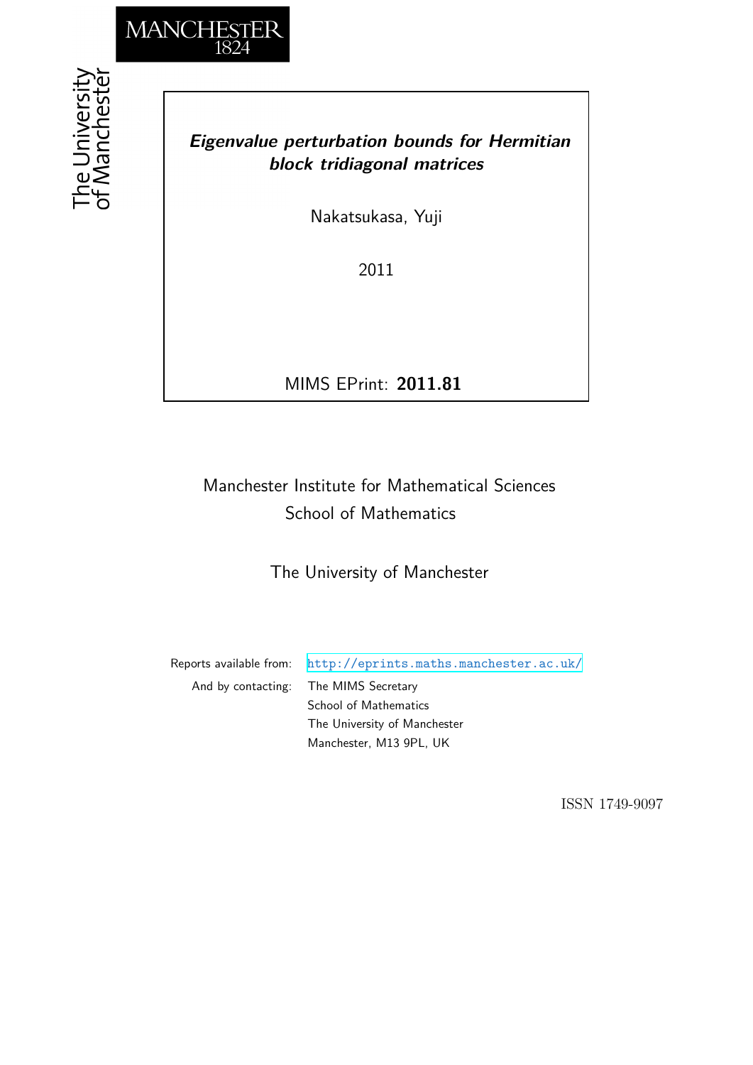MANCHESTER
1824

The University
of Manchester

***Eigenvalue perturbation bounds for Hermitian block tridiagonal matrices***

Nakatsukasa, Yuji

2011

MIMS EPrint: **2011.81**

Manchester Institute for Mathematical Sciences
School of Mathematics

The University of Manchester

Reports available from: http://eprints.maths.manchester.ac.uk/
And by contacting: The MIMS Secretary
School of Mathematics
The University of Manchester
Manchester, M13 9PL, UK

ISSN 1749-9097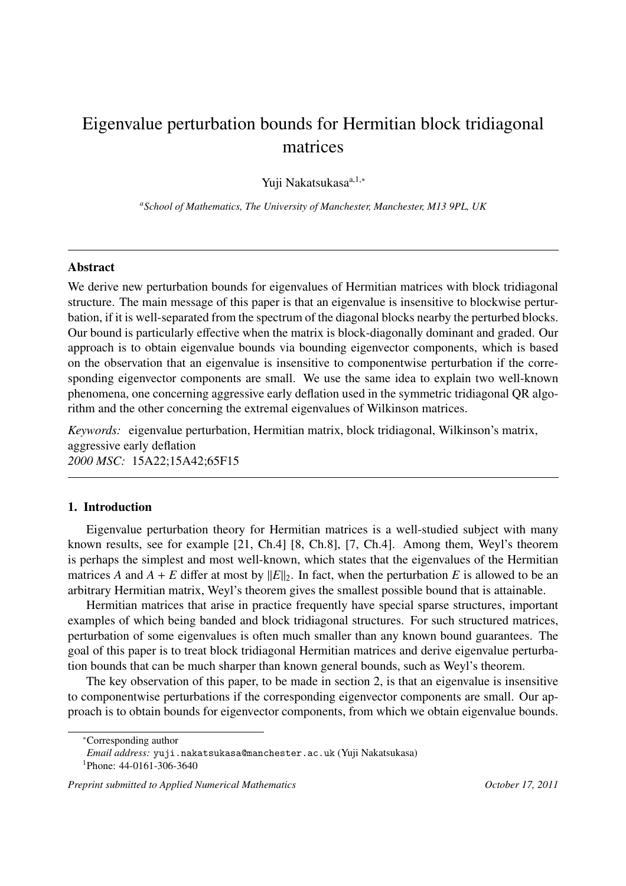# Eigenvalue perturbation bounds for Hermitian block tridiagonal matrices

Yuji Nakatsukasa[a,1,*]

[a] *School of Mathematics, The University of Manchester, Manchester, M13 9PL, UK*

---

## Abstract

We derive new perturbation bounds for eigenvalues of Hermitian matrices with block tridiagonal structure. The main message of this paper is that an eigenvalue is insensitive to blockwise perturbation, if it is well-separated from the spectrum of the diagonal blocks nearby the perturbed blocks. Our bound is particularly effective when the matrix is block-diagonally dominant and graded. Our approach is to obtain eigenvalue bounds via bounding eigenvector components, which is based on the observation that an eigenvalue is insensitive to componentwise perturbation if the corresponding eigenvector components are small. We use the same idea to explain two well-known phenomena, one concerning aggressive early deflation used in the symmetric tridiagonal QR algorithm and the other concerning the extremal eigenvalues of Wilkinson matrices.

*Keywords:* eigenvalue perturbation, Hermitian matrix, block tridiagonal, Wilkinson's matrix, aggressive early deflation
*2000 MSC:* 15A22;15A42;65F15

---

## 1. Introduction

Eigenvalue perturbation theory for Hermitian matrices is a well-studied subject with many known results, see for example [21, Ch.4] [8, Ch.8], [7, Ch.4]. Among them, Weyl's theorem is perhaps the simplest and most well-known, which states that the eigenvalues of the Hermitian matrices $A$ and $A + E$ differ at most by $\|E\|_2$. In fact, when the perturbation $E$ is allowed to be an arbitrary Hermitian matrix, Weyl's theorem gives the smallest possible bound that is attainable.

Hermitian matrices that arise in practice frequently have special sparse structures, important examples of which being banded and block tridiagonal structures. For such structured matrices, perturbation of some eigenvalues is often much smaller than any known bound guarantees. The goal of this paper is to treat block tridiagonal Hermitian matrices and derive eigenvalue perturbation bounds that can be much sharper than known general bounds, such as Weyl's theorem.

The key observation of this paper, to be made in section 2, is that an eigenvalue is insensitive to componentwise perturbations if the corresponding eigenvector components are small. Our approach is to obtain bounds for eigenvector components, from which we obtain eigenvalue bounds.

---

*Corresponding author
*Email address:* yuji.nakatsukasa@manchester.ac.uk (Yuji Nakatsukasa)
[1] Phone: 44-0161-306-3640

*Preprint submitted to Applied Numerical Mathematics* *October 17, 2011*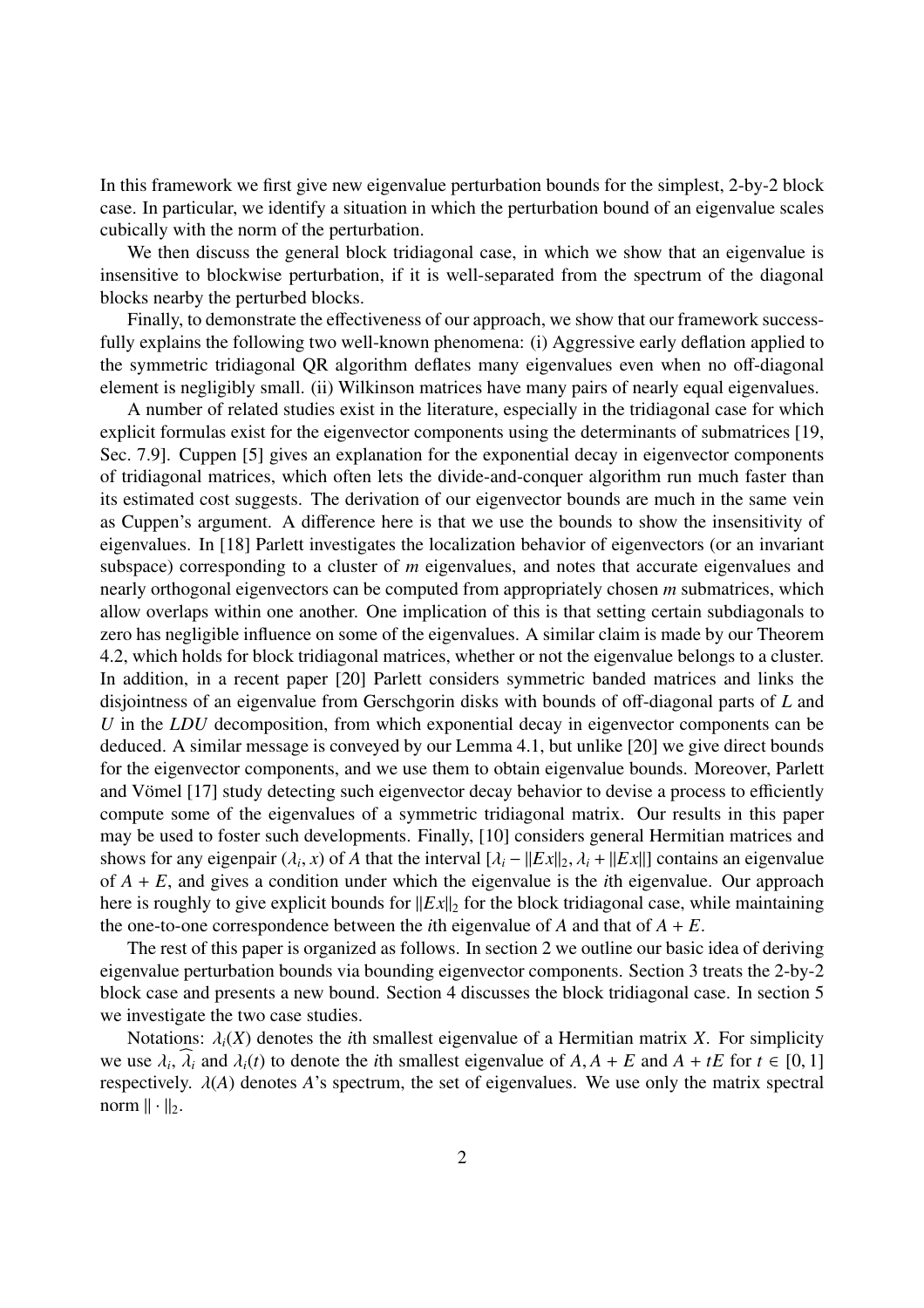In this framework we first give new eigenvalue perturbation bounds for the simplest, 2-by-2 block case. In particular, we identify a situation in which the perturbation bound of an eigenvalue scales cubically with the norm of the perturbation.

We then discuss the general block tridiagonal case, in which we show that an eigenvalue is insensitive to blockwise perturbation, if it is well-separated from the spectrum of the diagonal blocks nearby the perturbed blocks.

Finally, to demonstrate the effectiveness of our approach, we show that our framework successfully explains the following two well-known phenomena: (i) Aggressive early deflation applied to the symmetric tridiagonal QR algorithm deflates many eigenvalues even when no off-diagonal element is negligibly small. (ii) Wilkinson matrices have many pairs of nearly equal eigenvalues.

A number of related studies exist in the literature, especially in the tridiagonal case for which explicit formulas exist for the eigenvector components using the determinants of submatrices [19, Sec. 7.9]. Cuppen [5] gives an explanation for the exponential decay in eigenvector components of tridiagonal matrices, which often lets the divide-and-conquer algorithm run much faster than its estimated cost suggests. The derivation of our eigenvector bounds are much in the same vein as Cuppen's argument. A difference here is that we use the bounds to show the insensitivity of eigenvalues. In [18] Parlett investigates the localization behavior of eigenvectors (or an invariant subspace) corresponding to a cluster of $m$ eigenvalues, and notes that accurate eigenvalues and nearly orthogonal eigenvectors can be computed from appropriately chosen $m$ submatrices, which allow overlaps within one another. One implication of this is that setting certain subdiagonals to zero has negligible influence on some of the eigenvalues. A similar claim is made by our Theorem 4.2, which holds for block tridiagonal matrices, whether or not the eigenvalue belongs to a cluster. In addition, in a recent paper [20] Parlett considers symmetric banded matrices and links the disjointness of an eigenvalue from Gerschgorin disks with bounds of off-diagonal parts of $L$ and $U$ in the $LDU$ decomposition, from which exponential decay in eigenvector components can be deduced. A similar message is conveyed by our Lemma 4.1, but unlike [20] we give direct bounds for the eigenvector components, and we use them to obtain eigenvalue bounds. Moreover, Parlett and Vömel [17] study detecting such eigenvector decay behavior to devise a process to efficiently compute some of the eigenvalues of a symmetric tridiagonal matrix. Our results in this paper may be used to foster such developments. Finally, [10] considers general Hermitian matrices and shows for any eigenpair $(\lambda_i, x)$ of $A$ that the interval $[\lambda_i - \|Ex\|_2, \lambda_i + \|Ex\|]$ contains an eigenvalue of $A + E$, and gives a condition under which the eigenvalue is the $i$th eigenvalue. Our approach here is roughly to give explicit bounds for $\|Ex\|_2$ for the block tridiagonal case, while maintaining the one-to-one correspondence between the $i$th eigenvalue of $A$ and that of $A + E$.

The rest of this paper is organized as follows. In section 2 we outline our basic idea of deriving eigenvalue perturbation bounds via bounding eigenvector components. Section 3 treats the 2-by-2 block case and presents a new bound. Section 4 discusses the block tridiagonal case. In section 5 we investigate the two case studies.

Notations: $\lambda_i(X)$ denotes the $i$th smallest eigenvalue of a Hermitian matrix $X$. For simplicity we use $\lambda_i$, $\widehat{\lambda}_i$ and $\lambda_i(t)$ to denote the $i$th smallest eigenvalue of $A, A + E$ and $A + tE$ for $t \in [0, 1]$ respectively. $\lambda(A)$ denotes $A$'s spectrum, the set of eigenvalues. We use only the matrix spectral norm $\|\cdot\|_2$.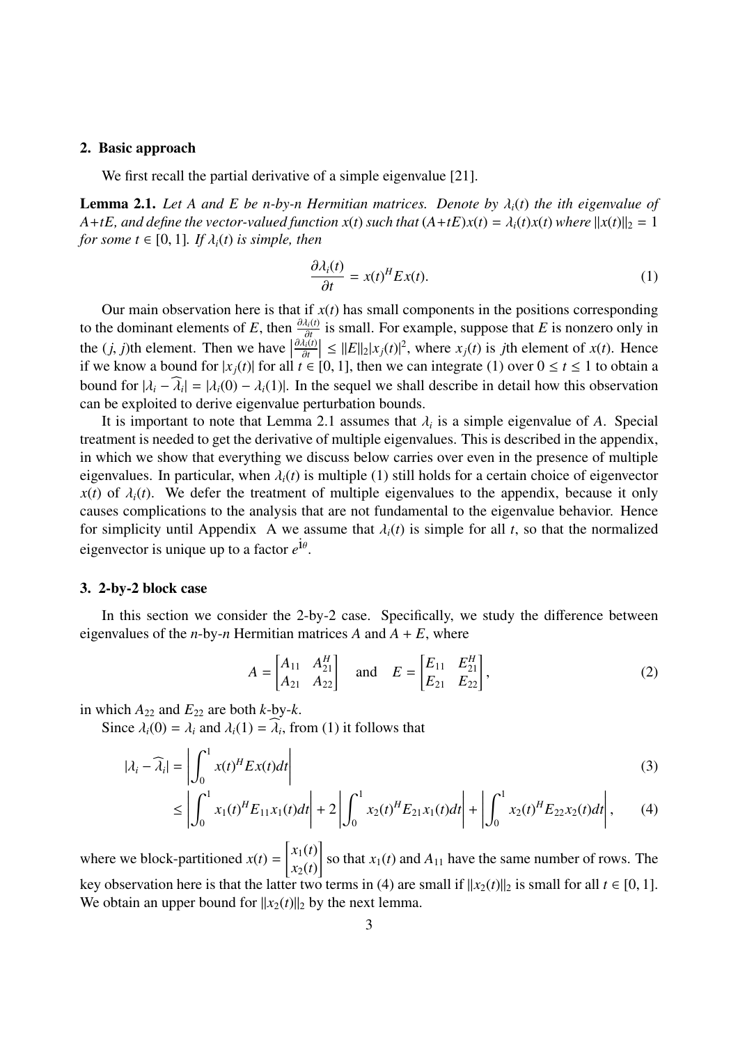## 2. Basic approach

We first recall the partial derivative of a simple eigenvalue [21].

**Lemma 2.1.** *Let $A$ and $E$ be $n$-by-$n$ Hermitian matrices. Denote by $\lambda_i(t)$ the ith eigenvalue of $A+tE$, and define the vector-valued function $x(t)$ such that $(A+tE)x(t) = \lambda_i(t)x(t)$ where $\|x(t)\|_2 = 1$ for some $t \in [0, 1]$. If $\lambda_i(t)$ is simple, then*

$$\frac{\partial \lambda_i(t)}{\partial t} = x(t)^H E x(t). \tag{1}$$

Our main observation here is that if $x(t)$ has small components in the positions corresponding to the dominant elements of $E$, then $\frac{\partial \lambda_i(t)}{\partial t}$ is small. For example, suppose that $E$ is nonzero only in the $(j, j)$th element. Then we have $\left|\frac{\partial \lambda_i(t)}{\partial t}\right| \le \|E\|_2 |x_j(t)|^2$, where $x_j(t)$ is $j$th element of $x(t)$. Hence if we know a bound for $|x_j(t)|$ for all $t \in [0, 1]$, then we can integrate (1) over $0 \le t \le 1$ to obtain a bound for $|\lambda_i - \widehat{\lambda}_i| = |\lambda_i(0) - \lambda_i(1)|$. In the sequel we shall describe in detail how this observation can be exploited to derive eigenvalue perturbation bounds.

It is important to note that Lemma 2.1 assumes that $\lambda_i$ is a simple eigenvalue of $A$. Special treatment is needed to get the derivative of multiple eigenvalues. This is described in the appendix, in which we show that everything we discuss below carries over even in the presence of multiple eigenvalues. In particular, when $\lambda_i(t)$ is multiple (1) still holds for a certain choice of eigenvector $x(t)$ of $\lambda_i(t)$. We defer the treatment of multiple eigenvalues to the appendix, because it only causes complications to the analysis that are not fundamental to the eigenvalue behavior. Hence for simplicity until Appendix A we assume that $\lambda_i(t)$ is simple for all $t$, so that the normalized eigenvector is unique up to a factor $e^{\mathrm{i}\theta}$.

## 3. 2-by-2 block case

In this section we consider the 2-by-2 case. Specifically, we study the difference between eigenvalues of the $n$-by-$n$ Hermitian matrices $A$ and $A + E$, where

$$A = \begin{bmatrix} A_{11} & A_{21}^H \\ A_{21} & A_{22} \end{bmatrix} \quad \text{and} \quad E = \begin{bmatrix} E_{11} & E_{21}^H \\ E_{21} & E_{22} \end{bmatrix}, \tag{2}$$

in which $A_{22}$ and $E_{22}$ are both $k$-by-$k$.

Since $\lambda_i(0) = \lambda_i$ and $\lambda_i(1) = \widehat{\lambda}_i$, from (1) it follows that

$$|\lambda_i - \widehat{\lambda}_i| = \left|\int_0^1 x(t)^H E x(t) dt\right| \tag{3}$$

$$\le \left|\int_0^1 x_1(t)^H E_{11} x_1(t) dt\right| + 2\left|\int_0^1 x_2(t)^H E_{21} x_1(t) dt\right| + \left|\int_0^1 x_2(t)^H E_{22} x_2(t) dt\right|, \tag{4}$$

where we block-partitioned $x(t) = \begin{bmatrix} x_1(t) \\ x_2(t) \end{bmatrix}$ so that $x_1(t)$ and $A_{11}$ have the same number of rows. The key observation here is that the latter two terms in (4) are small if $\|x_2(t)\|_2$ is small for all $t \in [0, 1]$. We obtain an upper bound for $\|x_2(t)\|_2$ by the next lemma.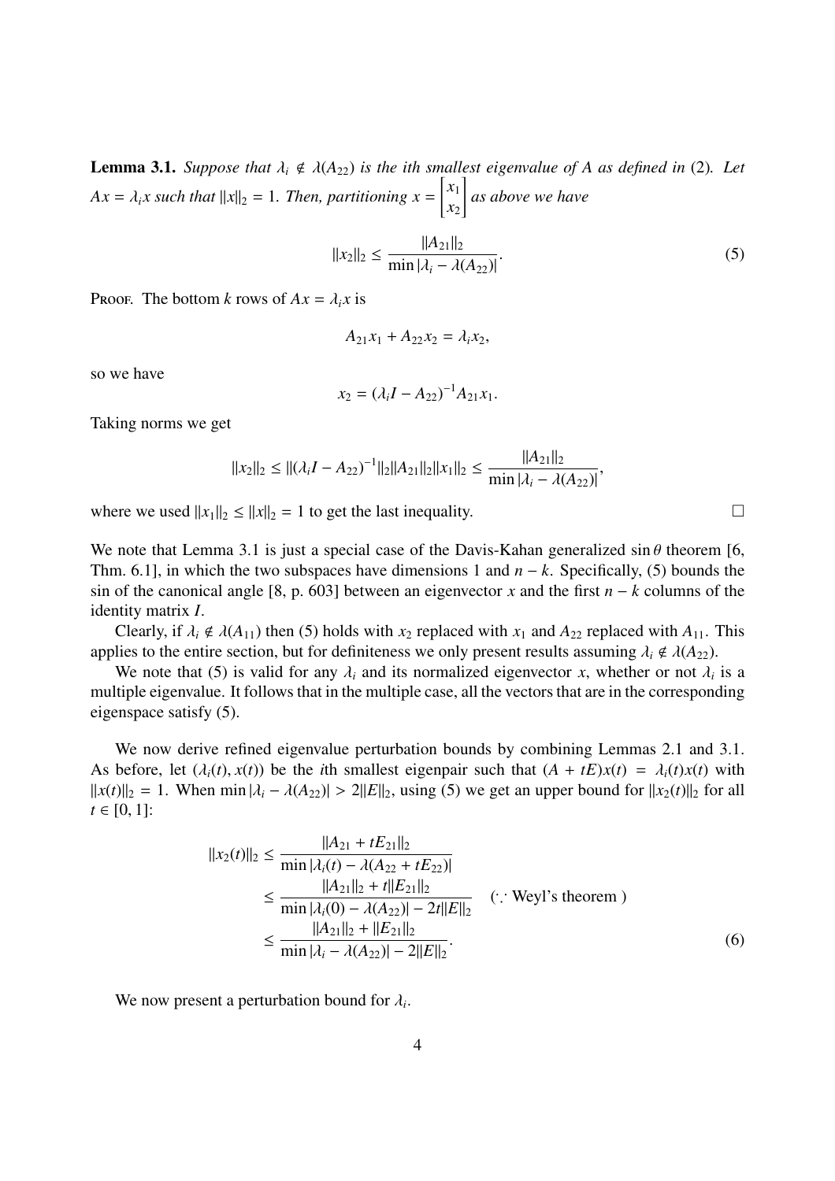**Lemma 3.1.** *Suppose that $\lambda_i \notin \lambda(A_{22})$ is the ith smallest eigenvalue of $A$ as defined in* (2)*. Let $Ax = \lambda_i x$ such that $\|x\|_2 = 1$. Then, partitioning $x = \begin{bmatrix} x_1 \\ x_2 \end{bmatrix}$ as above we have*

$$\|x_2\|_2 \leq \frac{\|A_{21}\|_2}{\min |\lambda_i - \lambda(A_{22})|}. \tag{5}$$

Proof. The bottom $k$ rows of $Ax = \lambda_i x$ is

$$A_{21}x_1 + A_{22}x_2 = \lambda_i x_2,$$

so we have

$$x_2 = (\lambda_i I - A_{22})^{-1} A_{21} x_1.$$

Taking norms we get

$$\|x_2\|_2 \leq \|(\lambda_i I - A_{22})^{-1}\|_2 \|A_{21}\|_2 \|x_1\|_2 \leq \frac{\|A_{21}\|_2}{\min |\lambda_i - \lambda(A_{22})|},$$

where we used $\|x_1\|_2 \leq \|x\|_2 = 1$ to get the last inequality. □

We note that Lemma 3.1 is just a special case of the Davis-Kahan generalized $\sin\theta$ theorem [6, Thm. 6.1], in which the two subspaces have dimensions 1 and $n-k$. Specifically, (5) bounds the sin of the canonical angle [8, p. 603] between an eigenvector $x$ and the first $n-k$ columns of the identity matrix $I$.

Clearly, if $\lambda_i \notin \lambda(A_{11})$ then (5) holds with $x_2$ replaced with $x_1$ and $A_{22}$ replaced with $A_{11}$. This applies to the entire section, but for definiteness we only present results assuming $\lambda_i \notin \lambda(A_{22})$.

We note that (5) is valid for any $\lambda_i$ and its normalized eigenvector $x$, whether or not $\lambda_i$ is a multiple eigenvalue. It follows that in the multiple case, all the vectors that are in the corresponding eigenspace satisfy (5).

We now derive refined eigenvalue perturbation bounds by combining Lemmas 2.1 and 3.1. As before, let $(\lambda_i(t), x(t))$ be the $i$th smallest eigenpair such that $(A + tE)x(t) = \lambda_i(t)x(t)$ with $\|x(t)\|_2 = 1$. When $\min |\lambda_i - \lambda(A_{22})| > 2\|E\|_2$, using (5) we get an upper bound for $\|x_2(t)\|_2$ for all $t \in [0, 1]$:

$$\begin{aligned}
\|x_2(t)\|_2 &\leq \frac{\|A_{21} + tE_{21}\|_2}{\min |\lambda_i(t) - \lambda(A_{22} + tE_{22})|} \\
&\leq \frac{\|A_{21}\|_2 + t\|E_{21}\|_2}{\min |\lambda_i(0) - \lambda(A_{22})| - 2t\|E\|_2} \quad (\because \text{Weyl's theorem}) \\
&\leq \frac{\|A_{21}\|_2 + \|E_{21}\|_2}{\min |\lambda_i - \lambda(A_{22})| - 2\|E\|_2}.
\end{aligned} \tag{6}$$

We now present a perturbation bound for $\lambda_i$.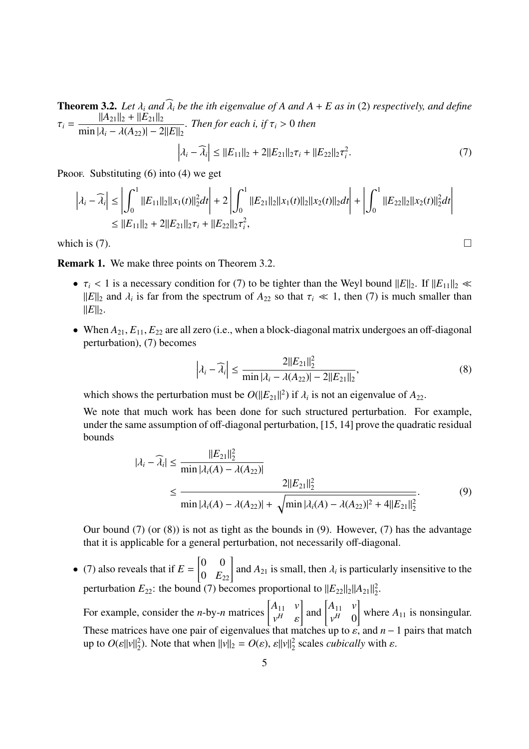**Theorem 3.2.** *Let $\lambda_i$ and $\widehat{\lambda}_i$ be the ith eigenvalue of $A$ and $A+E$ as in* (2) *respectively, and define* $\tau_i = \dfrac{\|A_{21}\|_2 + \|E_{21}\|_2}{\min|\lambda_i - \lambda(A_{22})| - 2\|E\|_2}$. *Then for each i, if $\tau_i > 0$ then*

$$\left|\lambda_i - \widehat{\lambda}_i\right| \le \|E_{11}\|_2 + 2\|E_{21}\|_2\tau_i + \|E_{22}\|_2\tau_i^2. \tag{7}$$

Proof. Substituting (6) into (4) we get

$$\begin{aligned}\left|\lambda_i - \widehat{\lambda}_i\right| &\le \left|\int_0^1 \|E_{11}\|_2\|x_1(t)\|_2^2 dt\right| + 2\left|\int_0^1 \|E_{21}\|_2\|x_1(t)\|_2\|x_2(t)\|_2 dt\right| + \left|\int_0^1 \|E_{22}\|_2\|x_2(t)\|_2^2 dt\right| \\ &\le \|E_{11}\|_2 + 2\|E_{21}\|_2\tau_i + \|E_{22}\|_2\tau_i^2,\end{aligned}$$

which is (7). □

**Remark 1.** We make three points on Theorem 3.2.

- $\tau_i < 1$ is a necessary condition for (7) to be tighter than the Weyl bound $\|E\|_2$. If $\|E_{11}\|_2 \ll \|E\|_2$ and $\lambda_i$ is far from the spectrum of $A_{22}$ so that $\tau_i \ll 1$, then (7) is much smaller than $\|E\|_2$.

- When $A_{21}, E_{11}, E_{22}$ are all zero (i.e., when a block-diagonal matrix undergoes an off-diagonal perturbation), (7) becomes

$$\left|\lambda_i - \widehat{\lambda}_i\right| \le \frac{2\|E_{21}\|_2^2}{\min|\lambda_i - \lambda(A_{22})| - 2\|E_{21}\|_2}, \tag{8}$$

  which shows the perturbation must be $O(\|E_{21}\|^2)$ if $\lambda_i$ is not an eigenvalue of $A_{22}$.

  We note that much work has been done for such structured perturbation. For example, under the same assumption of off-diagonal perturbation, [15, 14] prove the quadratic residual bounds

$$\begin{aligned}|\lambda_i - \widehat{\lambda}_i| &\le \frac{\|E_{21}\|_2^2}{\min|\lambda_i(A) - \lambda(A_{22})|} \\ &\le \frac{2\|E_{21}\|_2^2}{\min|\lambda_i(A) - \lambda(A_{22})| + \sqrt{\min|\lambda_i(A) - \lambda(A_{22})|^2 + 4\|E_{21}\|_2^2}}.\end{aligned} \tag{9}$$

  Our bound (7) (or (8)) is not as tight as the bounds in (9). However, (7) has the advantage that it is applicable for a general perturbation, not necessarily off-diagonal.

- (7) also reveals that if $E = \begin{bmatrix} 0 & 0 \\ 0 & E_{22}\end{bmatrix}$ and $A_{21}$ is small, then $\lambda_i$ is particularly insensitive to the perturbation $E_{22}$: the bound (7) becomes proportional to $\|E_{22}\|_2\|A_{21}\|_2^2$.

  For example, consider the $n$-by-$n$ matrices $\begin{bmatrix} A_{11} & v \\ v^H & \varepsilon\end{bmatrix}$ and $\begin{bmatrix} A_{11} & v \\ v^H & 0\end{bmatrix}$ where $A_{11}$ is nonsingular. These matrices have one pair of eigenvalues that matches up to $\varepsilon$, and $n-1$ pairs that match up to $O(\varepsilon\|v\|_2^2)$. Note that when $\|v\|_2 = O(\varepsilon)$, $\varepsilon\|v\|_2^2$ scales *cubically* with $\varepsilon$.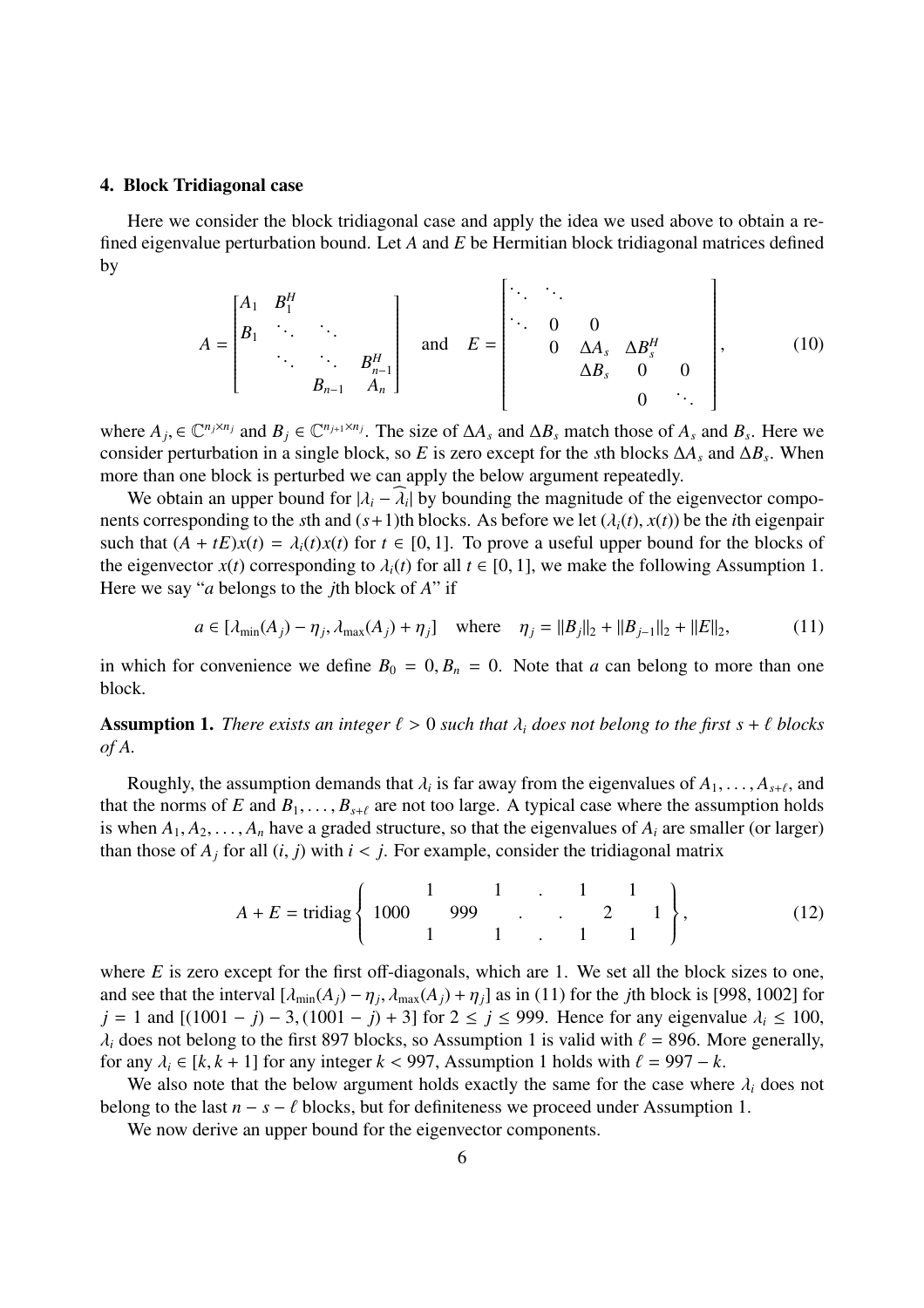### 4. Block Tridiagonal case

Here we consider the block tridiagonal case and apply the idea we used above to obtain a refined eigenvalue perturbation bound. Let $A$ and $E$ be Hermitian block tridiagonal matrices defined by

$$A = \begin{bmatrix} A_1 & B_1^H & & \\ B_1 & \ddots & \ddots & \\ & \ddots & \ddots & B_{n-1}^H \\ & & B_{n-1} & A_n \end{bmatrix} \quad \text{and} \quad E = \begin{bmatrix} \ddots & \ddots & & & & \\ \ddots & 0 & 0 & & & \\ & 0 & \Delta A_s & \Delta B_s^H & & \\ & & \Delta B_s & 0 & 0 & \\ & & & 0 & \ddots & \end{bmatrix}, \tag{10}$$

where $A_j, \in \mathbb{C}^{n_j \times n_j}$ and $B_j \in \mathbb{C}^{n_{j+1} \times n_j}$. The size of $\Delta A_s$ and $\Delta B_s$ match those of $A_s$ and $B_s$. Here we consider perturbation in a single block, so $E$ is zero except for the $s$th blocks $\Delta A_s$ and $\Delta B_s$. When more than one block is perturbed we can apply the below argument repeatedly.

We obtain an upper bound for $|\lambda_i - \widehat{\lambda}_i|$ by bounding the magnitude of the eigenvector components corresponding to the $s$th and $(s+1)$th blocks. As before we let $(\lambda_i(t), x(t))$ be the $i$th eigenpair such that $(A + tE)x(t) = \lambda_i(t)x(t)$ for $t \in [0, 1]$. To prove a useful upper bound for the blocks of the eigenvector $x(t)$ corresponding to $\lambda_i(t)$ for all $t \in [0, 1]$, we make the following Assumption 1. Here we say "$a$ belongs to the $j$th block of $A$" if

$$a \in [\lambda_{\min}(A_j) - \eta_j, \lambda_{\max}(A_j) + \eta_j] \quad \text{where} \quad \eta_j = \|B_j\|_2 + \|B_{j-1}\|_2 + \|E\|_2, \tag{11}$$

in which for convenience we define $B_0 = 0, B_n = 0$. Note that $a$ can belong to more than one block.

**Assumption 1.** *There exists an integer $\ell > 0$ such that $\lambda_i$ does not belong to the first $s + \ell$ blocks of $A$.*

Roughly, the assumption demands that $\lambda_i$ is far away from the eigenvalues of $A_1, \dots, A_{s+\ell}$, and that the norms of $E$ and $B_1, \dots, B_{s+\ell}$ are not too large. A typical case where the assumption holds is when $A_1, A_2, \dots, A_n$ have a graded structure, so that the eigenvalues of $A_i$ are smaller (or larger) than those of $A_j$ for all $(i, j)$ with $i < j$. For example, consider the tridiagonal matrix

$$A + E = \text{tridiag} \left\{ \begin{matrix} & 1 & & 1 & & . & & 1 & & 1 & \\ 1000 & & 999 & & . & & . & & 2 & & 1 \\ & 1 & & 1 & & . & & 1 & & 1 & \end{matrix} \right\}, \tag{12}$$

where $E$ is zero except for the first off-diagonals, which are 1. We set all the block sizes to one, and see that the interval $[\lambda_{\min}(A_j) - \eta_j, \lambda_{\max}(A_j) + \eta_j]$ as in (11) for the $j$th block is $[998, 1002]$ for $j = 1$ and $[(1001 - j) - 3, (1001 - j) + 3]$ for $2 \le j \le 999$. Hence for any eigenvalue $\lambda_i \le 100$, $\lambda_i$ does not belong to the first 897 blocks, so Assumption 1 is valid with $\ell = 896$. More generally, for any $\lambda_i \in [k, k + 1]$ for any integer $k < 997$, Assumption 1 holds with $\ell = 997 - k$.

We also note that the below argument holds exactly the same for the case where $\lambda_i$ does not belong to the last $n - s - \ell$ blocks, but for definiteness we proceed under Assumption 1.

We now derive an upper bound for the eigenvector components.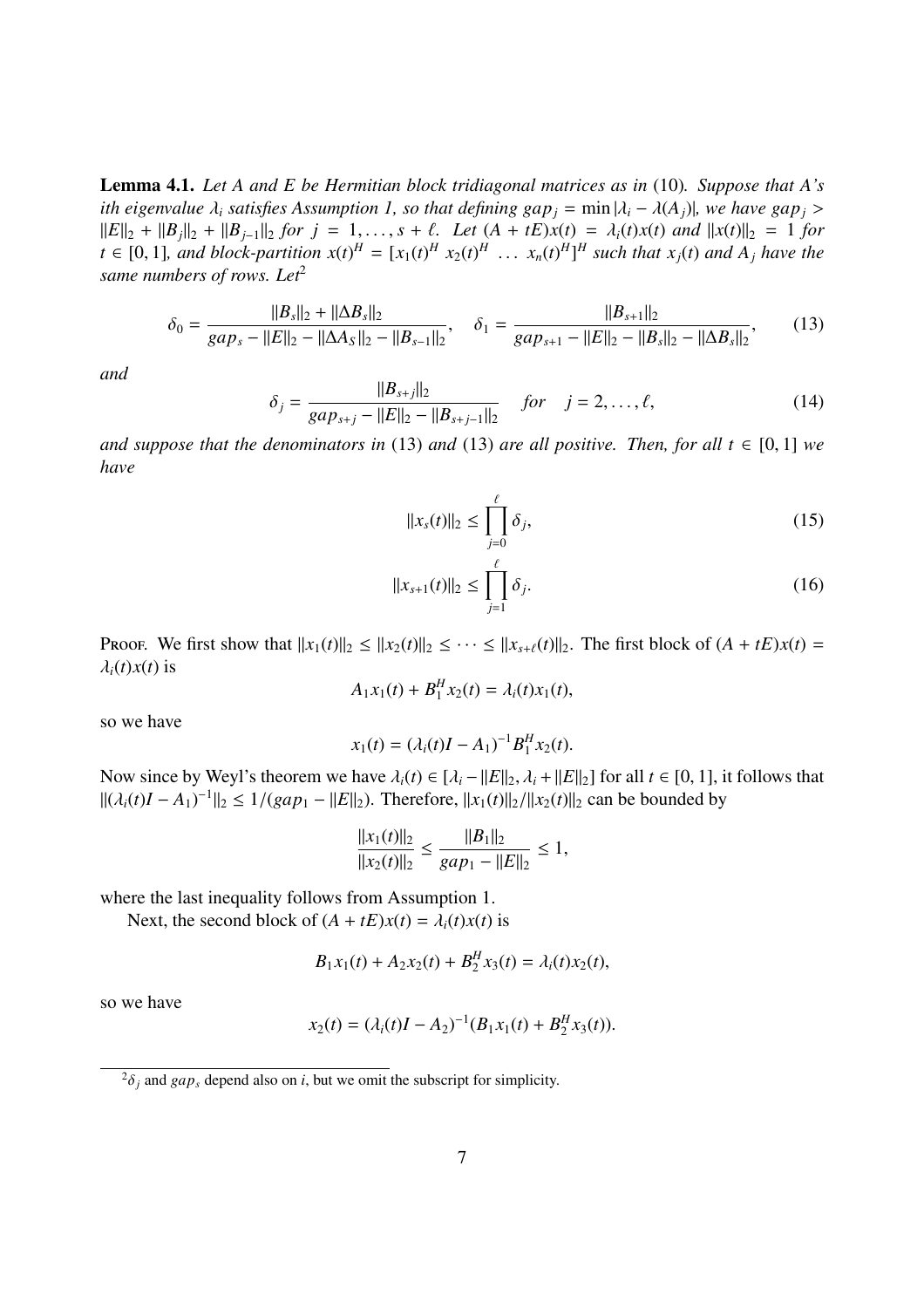**Lemma 4.1.** *Let $A$ and $E$ be Hermitian block tridiagonal matrices as in* (10)*. Suppose that $A$'s ith eigenvalue $\lambda_i$ satisfies Assumption 1, so that defining $gap_j = \min|\lambda_i - \lambda(A_j)|$, we have $gap_j > \|E\|_2 + \|B_j\|_2 + \|B_{j-1}\|_2$ for $j = 1, \ldots, s+\ell$. Let $(A+tE)x(t) = \lambda_i(t)x(t)$ and $\|x(t)\|_2 = 1$ for $t \in [0,1]$, and block-partition $x(t)^H = [x_1(t)^H \; x_2(t)^H \; \ldots \; x_n(t)^H]^H$ such that $x_j(t)$ and $A_j$ have the same numbers of rows. Let*[2]

$$\delta_0 = \frac{\|B_s\|_2 + \|\Delta B_s\|_2}{gap_s - \|E\|_2 - \|\Delta A_S\|_2 - \|B_{s-1}\|_2}, \quad \delta_1 = \frac{\|B_{s+1}\|_2}{gap_{s+1} - \|E\|_2 - \|B_s\|_2 - \|\Delta B_s\|_2}, \tag{13}$$

*and*

$$\delta_j = \frac{\|B_{s+j}\|_2}{gap_{s+j} - \|E\|_2 - \|B_{s+j-1}\|_2} \quad \text{for} \quad j = 2, \ldots, \ell, \tag{14}$$

*and suppose that the denominators in* (13) *and* (13) *are all positive. Then, for all $t \in [0,1]$ we have*

$$\|x_s(t)\|_2 \le \prod_{j=0}^{\ell} \delta_j, \tag{15}$$

$$\|x_{s+1}(t)\|_2 \le \prod_{j=1}^{\ell} \delta_j. \tag{16}$$

Proof. We first show that $\|x_1(t)\|_2 \le \|x_2(t)\|_2 \le \cdots \le \|x_{s+\ell}(t)\|_2$. The first block of $(A+tE)x(t) = \lambda_i(t)x(t)$ is

$$A_1x_1(t) + B_1^H x_2(t) = \lambda_i(t)x_1(t),$$

so we have

$$x_1(t) = (\lambda_i(t)I - A_1)^{-1}B_1^H x_2(t).$$

Now since by Weyl's theorem we have $\lambda_i(t) \in [\lambda_i - \|E\|_2, \lambda_i + \|E\|_2]$ for all $t \in [0,1]$, it follows that $\|(\lambda_i(t)I - A_1)^{-1}\|_2 \le 1/(gap_1 - \|E\|_2)$. Therefore, $\|x_1(t)\|_2/\|x_2(t)\|_2$ can be bounded by

$$\frac{\|x_1(t)\|_2}{\|x_2(t)\|_2} \le \frac{\|B_1\|_2}{gap_1 - \|E\|_2} \le 1,$$

where the last inequality follows from Assumption 1.

Next, the second block of $(A+tE)x(t) = \lambda_i(t)x(t)$ is

$$B_1x_1(t) + A_2x_2(t) + B_2^H x_3(t) = \lambda_i(t)x_2(t),$$

so we have

$$x_2(t) = (\lambda_i(t)I - A_2)^{-1}(B_1x_1(t) + B_2^H x_3(t)).$$

[2] $\delta_j$ and $gap_s$ depend also on $i$, but we omit the subscript for simplicity.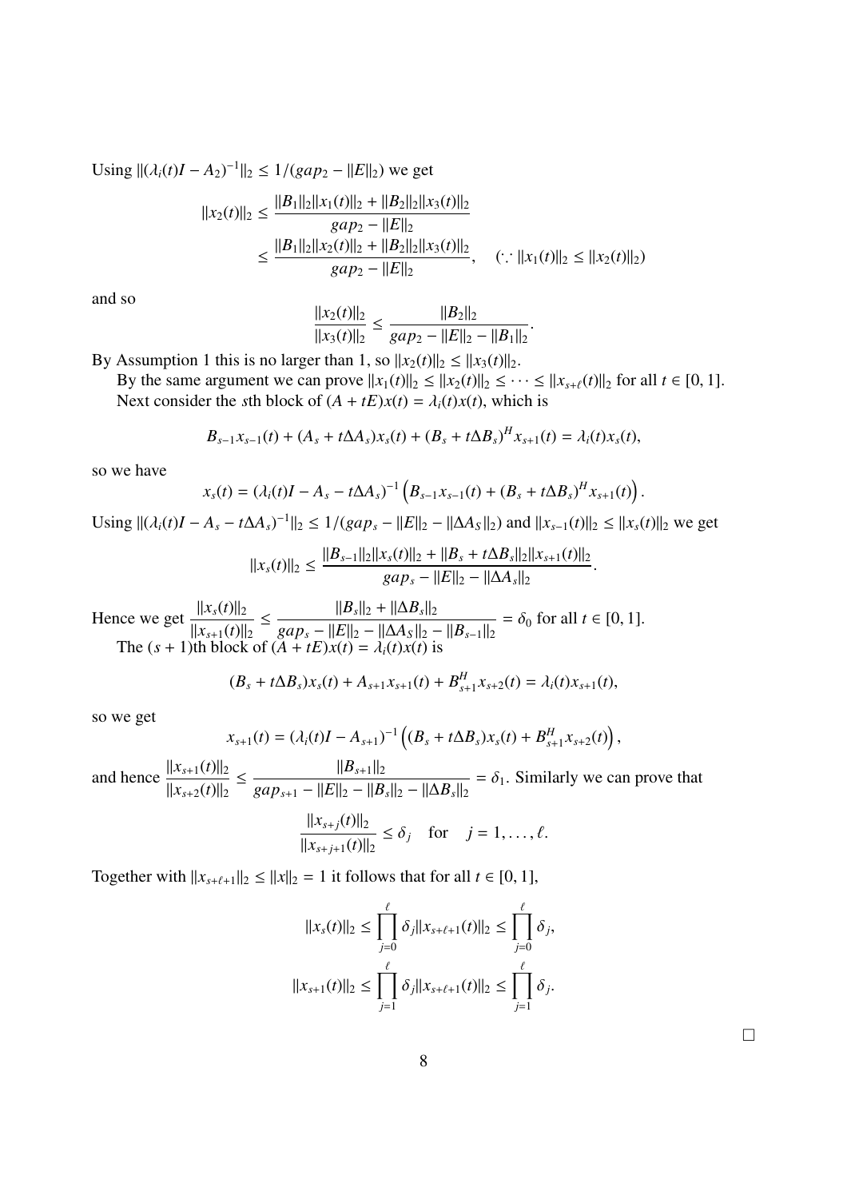Using $\|(\lambda_i(t)I - A_2)^{-1}\|_2 \le 1/(gap_2 - \|E\|_2)$ we get

$$\begin{aligned}
\|x_2(t)\|_2 &\le \frac{\|B_1\|_2\|x_1(t)\|_2 + \|B_2\|_2\|x_3(t)\|_2}{gap_2 - \|E\|_2} \\
&\le \frac{\|B_1\|_2\|x_2(t)\|_2 + \|B_2\|_2\|x_3(t)\|_2}{gap_2 - \|E\|_2}, \quad (\because \|x_1(t)\|_2 \le \|x_2(t)\|_2)
\end{aligned}$$

and so

$$\frac{\|x_2(t)\|_2}{\|x_3(t)\|_2} \le \frac{\|B_2\|_2}{gap_2 - \|E\|_2 - \|B_1\|_2}.$$

By Assumption 1 this is no larger than 1, so $\|x_2(t)\|_2 \le \|x_3(t)\|_2$.

By the same argument we can prove $\|x_1(t)\|_2 \le \|x_2(t)\|_2 \le \cdots \le \|x_{s+\ell}(t)\|_2$ for all $t \in [0, 1]$.

Next consider the $s$th block of $(A + tE)x(t) = \lambda_i(t)x(t)$, which is

$$B_{s-1}x_{s-1}(t) + (A_s + t\Delta A_s)x_s(t) + (B_s + t\Delta B_s)^H x_{s+1}(t) = \lambda_i(t)x_s(t),$$

so we have

$$x_s(t) = (\lambda_i(t)I - A_s - t\Delta A_s)^{-1}\left(B_{s-1}x_{s-1}(t) + (B_s + t\Delta B_s)^H x_{s+1}(t)\right).$$

Using $\|(\lambda_i(t)I - A_s - t\Delta A_s)^{-1}\|_2 \le 1/(gap_s - \|E\|_2 - \|\Delta A_S\|_2)$ and $\|x_{s-1}(t)\|_2 \le \|x_s(t)\|_2$ we get

$$\|x_s(t)\|_2 \le \frac{\|B_{s-1}\|_2\|x_s(t)\|_2 + \|B_s + t\Delta B_s\|_2\|x_{s+1}(t)\|_2}{gap_s - \|E\|_2 - \|\Delta A_s\|_2}.$$

Hence we get $\dfrac{\|x_s(t)\|_2}{\|x_{s+1}(t)\|_2} \le \dfrac{\|B_s\|_2 + \|\Delta B_s\|_2}{gap_s - \|E\|_2 - \|\Delta A_S\|_2 - \|B_{s-1}\|_2} = \delta_0$ for all $t \in [0, 1]$.

The $(s+1)$th block of $(A + tE)x(t) = \lambda_i(t)x(t)$ is

$$(B_s + t\Delta B_s)x_s(t) + A_{s+1}x_{s+1}(t) + B_{s+1}^H x_{s+2}(t) = \lambda_i(t)x_{s+1}(t),$$

so we get

$$x_{s+1}(t) = (\lambda_i(t)I - A_{s+1})^{-1}\left((B_s + t\Delta B_s)x_s(t) + B_{s+1}^H x_{s+2}(t)\right),$$

and hence $\dfrac{\|x_{s+1}(t)\|_2}{\|x_{s+2}(t)\|_2} \le \dfrac{\|B_{s+1}\|_2}{gap_{s+1} - \|E\|_2 - \|B_s\|_2 - \|\Delta B_s\|_2} = \delta_1$. Similarly we can prove that

$$\frac{\|x_{s+j}(t)\|_2}{\|x_{s+j+1}(t)\|_2} \le \delta_j \quad \text{for} \quad j = 1, \ldots, \ell.$$

Together with $\|x_{s+\ell+1}\|_2 \le \|x\|_2 = 1$ it follows that for all $t \in [0, 1]$,

$$\|x_s(t)\|_2 \le \prod_{j=0}^{\ell} \delta_j \|x_{s+\ell+1}(t)\|_2 \le \prod_{j=0}^{\ell} \delta_j,$$

$$\|x_{s+1}(t)\|_2 \le \prod_{j=1}^{\ell} \delta_j \|x_{s+\ell+1}(t)\|_2 \le \prod_{j=1}^{\ell} \delta_j.$$

□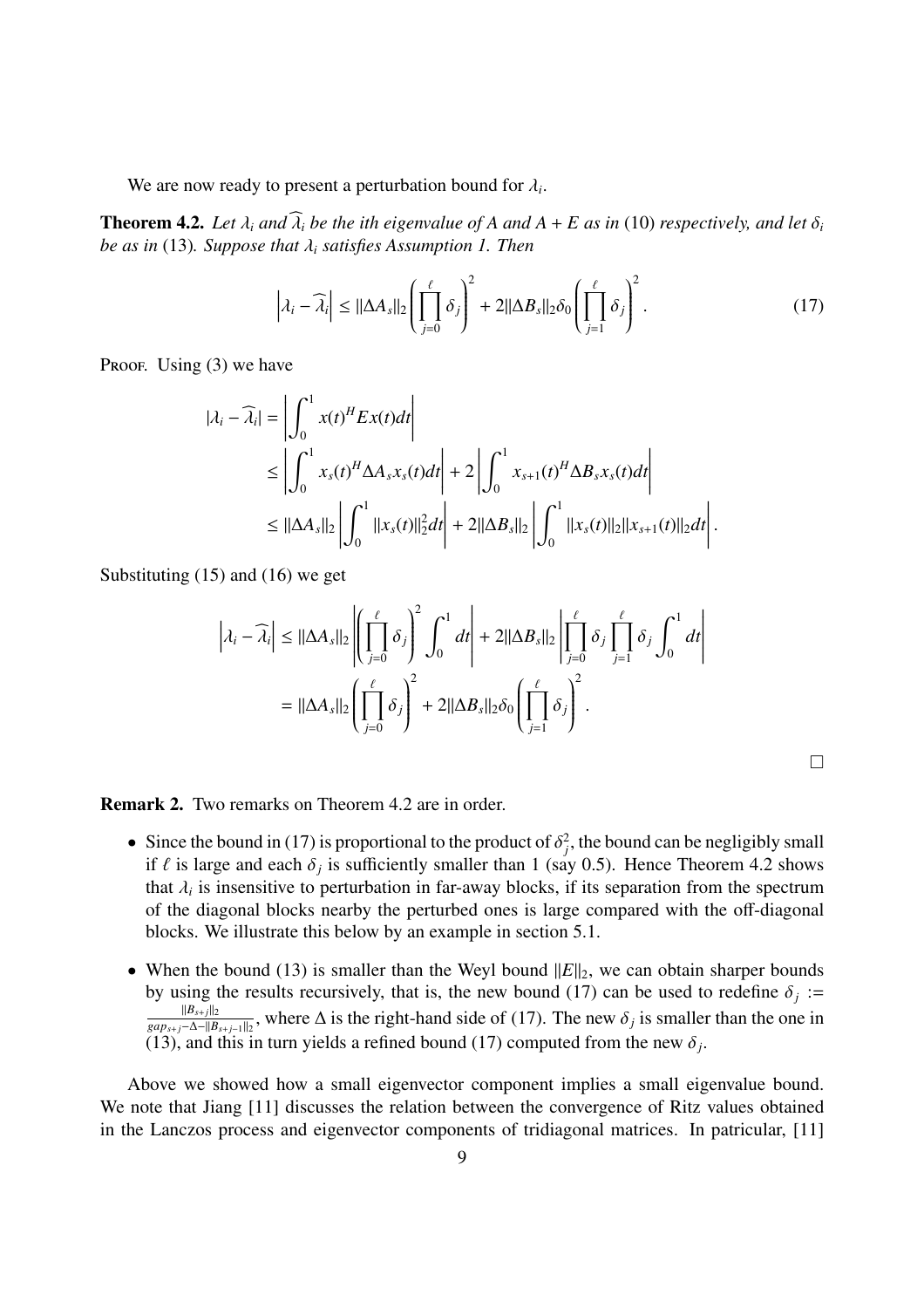We are now ready to present a perturbation bound for $\lambda_i$.

**Theorem 4.2.** *Let $\lambda_i$ and $\widehat{\lambda}_i$ be the ith eigenvalue of $A$ and $A+E$ as in* (10) *respectively, and let $\delta_i$ be as in* (13)*. Suppose that $\lambda_i$ satisfies Assumption 1. Then*

$$\left|\lambda_i - \widehat{\lambda}_i\right| \le \|\Delta A_s\|_2 \left(\prod_{j=0}^{\ell} \delta_j\right)^2 + 2\|\Delta B_s\|_2 \delta_0 \left(\prod_{j=1}^{\ell} \delta_j\right)^2. \tag{17}$$

Proof. Using (3) we have

$$\begin{aligned}
|\lambda_i - \widehat{\lambda}_i| &= \left| \int_0^1 x(t)^H E x(t) dt \right| \\
&\le \left| \int_0^1 x_s(t)^H \Delta A_s x_s(t) dt \right| + 2 \left| \int_0^1 x_{s+1}(t)^H \Delta B_s x_s(t) dt \right| \\
&\le \|\Delta A_s\|_2 \left| \int_0^1 \|x_s(t)\|_2^2 dt \right| + 2\|\Delta B_s\|_2 \left| \int_0^1 \|x_s(t)\|_2 \|x_{s+1}(t)\|_2 dt \right|.
\end{aligned}$$

Substituting (15) and (16) we get

$$\begin{aligned}
\left|\lambda_i - \widehat{\lambda}_i\right| &\le \|\Delta A_s\|_2 \left| \left(\prod_{j=0}^{\ell} \delta_j\right)^2 \int_0^1 dt \right| + 2\|\Delta B_s\|_2 \left| \prod_{j=0}^{\ell} \delta_j \prod_{j=1}^{\ell} \delta_j \int_0^1 dt \right| \\
&= \|\Delta A_s\|_2 \left(\prod_{j=0}^{\ell} \delta_j\right)^2 + 2\|\Delta B_s\|_2 \delta_0 \left(\prod_{j=1}^{\ell} \delta_j\right)^2.
\end{aligned}$$

□

**Remark 2.** Two remarks on Theorem 4.2 are in order.

- Since the bound in (17) is proportional to the product of $\delta_j^2$, the bound can be negligibly small if $\ell$ is large and each $\delta_j$ is sufficiently smaller than 1 (say 0.5). Hence Theorem 4.2 shows that $\lambda_i$ is insensitive to perturbation in far-away blocks, if its separation from the spectrum of the diagonal blocks nearby the perturbed ones is large compared with the off-diagonal blocks. We illustrate this below by an example in section 5.1.
- When the bound (13) is smaller than the Weyl bound $\|E\|_2$, we can obtain sharper bounds by using the results recursively, that is, the new bound (17) can be used to redefine $\delta_j := \frac{\|B_{s+j}\|_2}{gap_{s+j} - \Delta - \|B_{s+j-1}\|_2}$, where $\Delta$ is the right-hand side of (17). The new $\delta_j$ is smaller than the one in (13), and this in turn yields a refined bound (17) computed from the new $\delta_j$.

Above we showed how a small eigenvector component implies a small eigenvalue bound. We note that Jiang [11] discusses the relation between the convergence of Ritz values obtained in the Lanczos process and eigenvector components of tridiagonal matrices. In patricular, [11]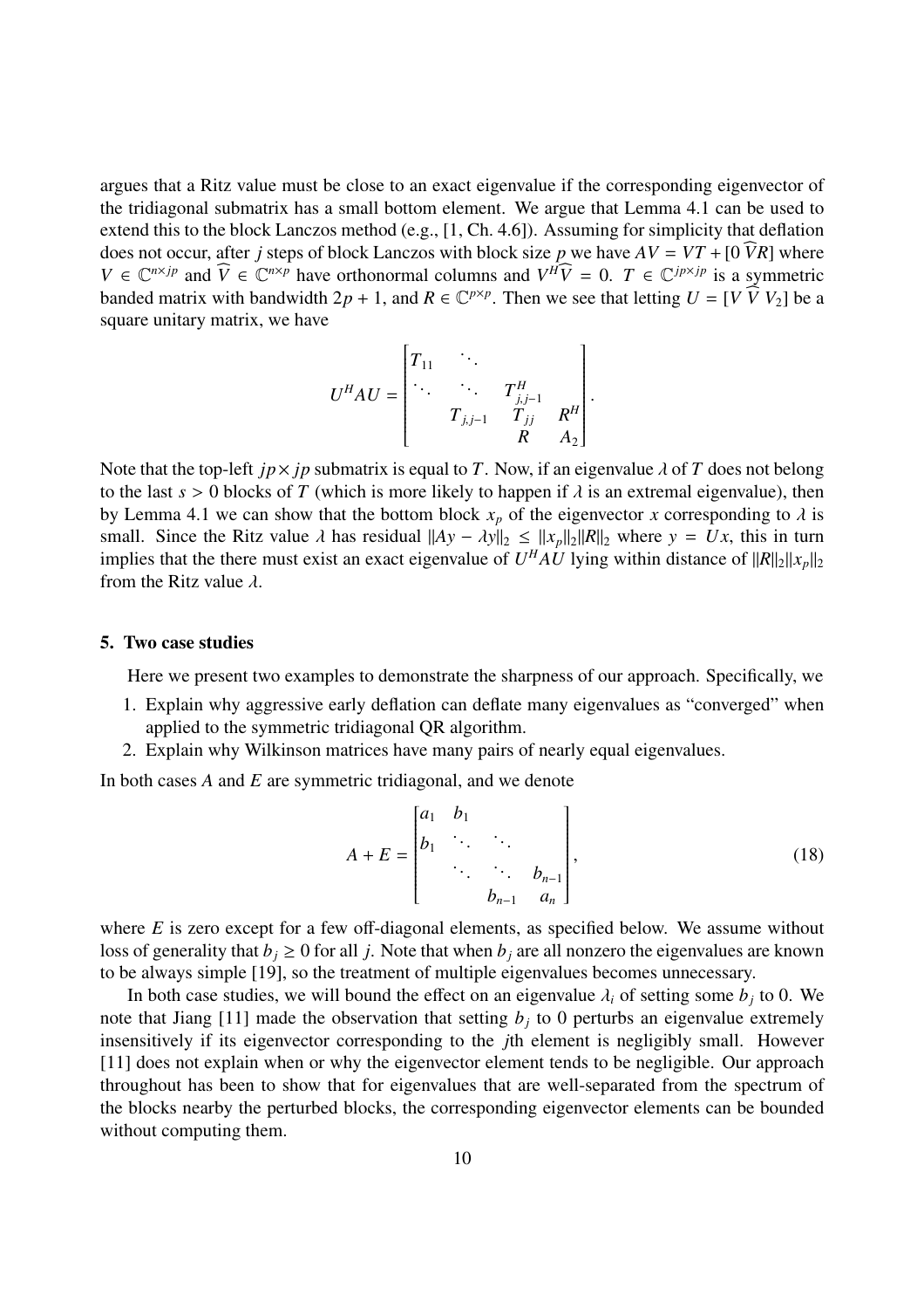argues that a Ritz value must be close to an exact eigenvalue if the corresponding eigenvector of the tridiagonal submatrix has a small bottom element. We argue that Lemma 4.1 can be used to extend this to the block Lanczos method (e.g., [1, Ch. 4.6]). Assuming for simplicity that deflation does not occur, after $j$ steps of block Lanczos with block size $p$ we have $AV = VT + [0\ \widehat{V}R]$ where $V \in \mathbb{C}^{n\times jp}$ and $\widehat{V} \in \mathbb{C}^{n\times p}$ have orthonormal columns and $V^H\widehat{V} = 0$. $T \in \mathbb{C}^{jp\times jp}$ is a symmetric banded matrix with bandwidth $2p+1$, and $R \in \mathbb{C}^{p\times p}$. Then we see that letting $U = [V\ \widehat{V}\ V_2]$ be a square unitary matrix, we have

$$U^HAU = \begin{bmatrix} T_{11} & \ddots & & & \\ \ddots & \ddots & T_{j,j-1}^H & & \\ & T_{j,j-1} & T_{jj} & R^H & \\ & & R & A_2 \end{bmatrix}.$$

Note that the top-left $jp\times jp$ submatrix is equal to $T$. Now, if an eigenvalue $\lambda$ of $T$ does not belong to the last $s > 0$ blocks of $T$ (which is more likely to happen if $\lambda$ is an extremal eigenvalue), then by Lemma 4.1 we can show that the bottom block $x_p$ of the eigenvector $x$ corresponding to $\lambda$ is small. Since the Ritz value $\lambda$ has residual $\|Ay - \lambda y\|_2 \le \|x_p\|_2\|R\|_2$ where $y = Ux$, this in turn implies that the there must exist an exact eigenvalue of $U^HAU$ lying within distance of $\|R\|_2\|x_p\|_2$ from the Ritz value $\lambda$.

## 5. Two case studies

Here we present two examples to demonstrate the sharpness of our approach. Specifically, we

1. Explain why aggressive early deflation can deflate many eigenvalues as "converged" when applied to the symmetric tridiagonal QR algorithm.
2. Explain why Wilkinson matrices have many pairs of nearly equal eigenvalues.

In both cases $A$ and $E$ are symmetric tridiagonal, and we denote

$$A + E = \begin{bmatrix} a_1 & b_1 & & \\ b_1 & \ddots & \ddots & \\ & \ddots & \ddots & b_{n-1} \\ & & b_{n-1} & a_n \end{bmatrix}, \tag{18}$$

where $E$ is zero except for a few off-diagonal elements, as specified below. We assume without loss of generality that $b_j \ge 0$ for all $j$. Note that when $b_j$ are all nonzero the eigenvalues are known to be always simple [19], so the treatment of multiple eigenvalues becomes unnecessary.

In both case studies, we will bound the effect on an eigenvalue $\lambda_i$ of setting some $b_j$ to 0. We note that Jiang [11] made the observation that setting $b_j$ to 0 perturbs an eigenvalue extremely insensitively if its eigenvector corresponding to the $j$th element is negligibly small. However [11] does not explain when or why the eigenvector element tends to be negligible. Our approach throughout has been to show that for eigenvalues that are well-separated from the spectrum of the blocks nearby the perturbed blocks, the corresponding eigenvector elements can be bounded without computing them.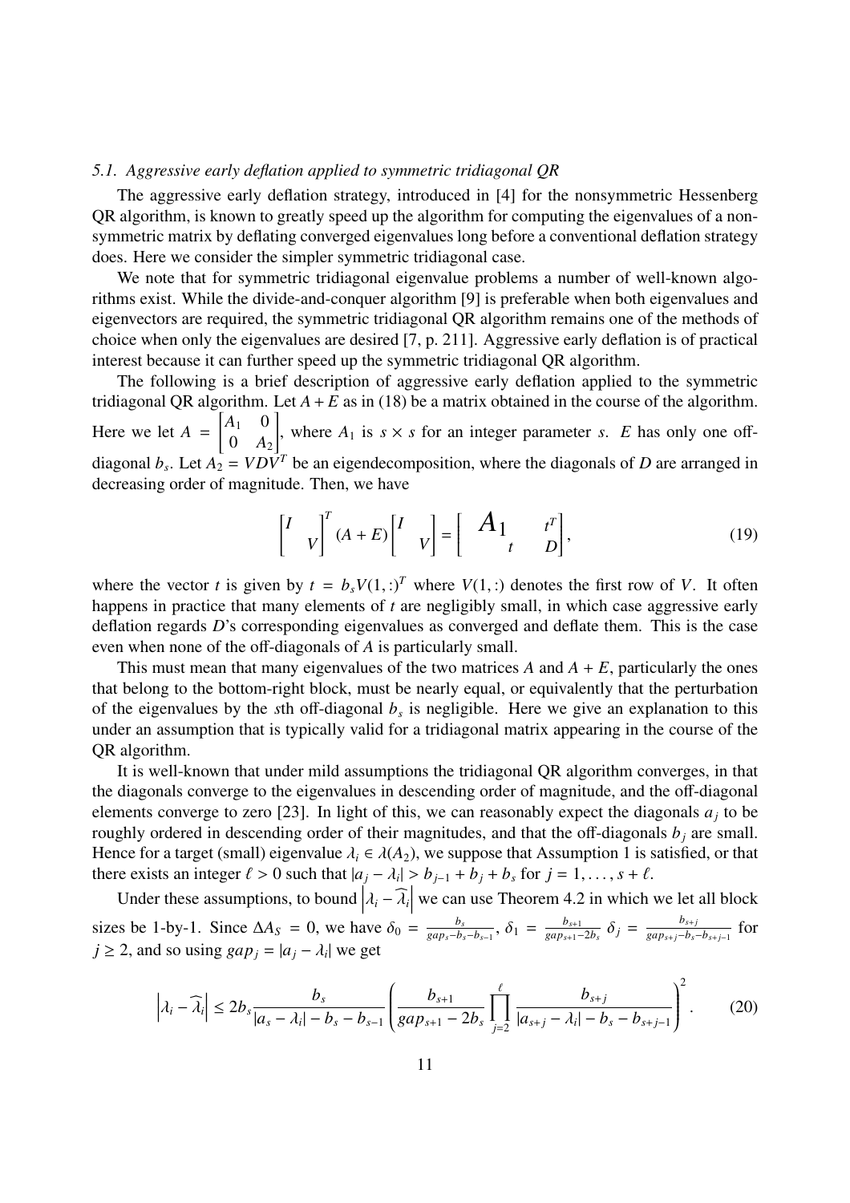### 5.1. Aggressive early deflation applied to symmetric tridiagonal QR

The aggressive early deflation strategy, introduced in [4] for the nonsymmetric Hessenberg QR algorithm, is known to greatly speed up the algorithm for computing the eigenvalues of a nonsymmetric matrix by deflating converged eigenvalues long before a conventional deflation strategy does. Here we consider the simpler symmetric tridiagonal case.

We note that for symmetric tridiagonal eigenvalue problems a number of well-known algorithms exist. While the divide-and-conquer algorithm [9] is preferable when both eigenvalues and eigenvectors are required, the symmetric tridiagonal QR algorithm remains one of the methods of choice when only the eigenvalues are desired [7, p. 211]. Aggressive early deflation is of practical interest because it can further speed up the symmetric tridiagonal QR algorithm.

The following is a brief description of aggressive early deflation applied to the symmetric tridiagonal QR algorithm. Let $A + E$ as in (18) be a matrix obtained in the course of the algorithm. Here we let $A = \begin{bmatrix} A_1 & 0 \\ 0 & A_2 \end{bmatrix}$, where $A_1$ is $s \times s$ for an integer parameter $s$. $E$ has only one off-diagonal $b_s$. Let $A_2 = VDV^T$ be an eigendecomposition, where the diagonals of $D$ are arranged in decreasing order of magnitude. Then, we have

$$\begin{bmatrix} I & \\ & V \end{bmatrix}^T (A + E) \begin{bmatrix} I & \\ & V \end{bmatrix} = \begin{bmatrix} A_1 & t^T \\ t & D \end{bmatrix}, \tag{19}$$

where the vector $t$ is given by $t = b_s V(1,:)^T$ where $V(1,:)$ denotes the first row of $V$. It often happens in practice that many elements of $t$ are negligibly small, in which case aggressive early deflation regards $D$'s corresponding eigenvalues as converged and deflate them. This is the case even when none of the off-diagonals of $A$ is particularly small.

This must mean that many eigenvalues of the two matrices $A$ and $A + E$, particularly the ones that belong to the bottom-right block, must be nearly equal, or equivalently that the perturbation of the eigenvalues by the $s$th off-diagonal $b_s$ is negligible. Here we give an explanation to this under an assumption that is typically valid for a tridiagonal matrix appearing in the course of the QR algorithm.

It is well-known that under mild assumptions the tridiagonal QR algorithm converges, in that the diagonals converge to the eigenvalues in descending order of magnitude, and the off-diagonal elements converge to zero [23]. In light of this, we can reasonably expect the diagonals $a_j$ to be roughly ordered in descending order of their magnitudes, and that the off-diagonals $b_j$ are small. Hence for a target (small) eigenvalue $\lambda_i \in \lambda(A_2)$, we suppose that Assumption 1 is satisfied, or that there exists an integer $\ell > 0$ such that $|a_j - \lambda_i| > b_{j-1} + b_j + b_s$ for $j = 1, \dots, s + \ell$.

Under these assumptions, to bound $\left|\lambda_i - \widehat{\lambda}_i\right|$ we can use Theorem 4.2 in which we let all block sizes be 1-by-1. Since $\Delta A_S = 0$, we have $\delta_0 = \frac{b_s}{gap_s - b_s - b_{s-1}}$, $\delta_1 = \frac{b_{s+1}}{gap_{s+1} - 2b_s}$ $\delta_j = \frac{b_{s+j}}{gap_{s+j} - b_s - b_{s+j-1}}$ for $j \geq 2$, and so using $gap_j = |a_j - \lambda_i|$ we get

$$\left|\lambda_i - \widehat{\lambda}_i\right| \leq 2b_s \frac{b_s}{|a_s - \lambda_i| - b_s - b_{s-1}} \left( \frac{b_{s+1}}{gap_{s+1} - 2b_s} \prod_{j=2}^{\ell} \frac{b_{s+j}}{|a_{s+j} - \lambda_i| - b_s - b_{s+j-1}} \right)^2. \tag{20}$$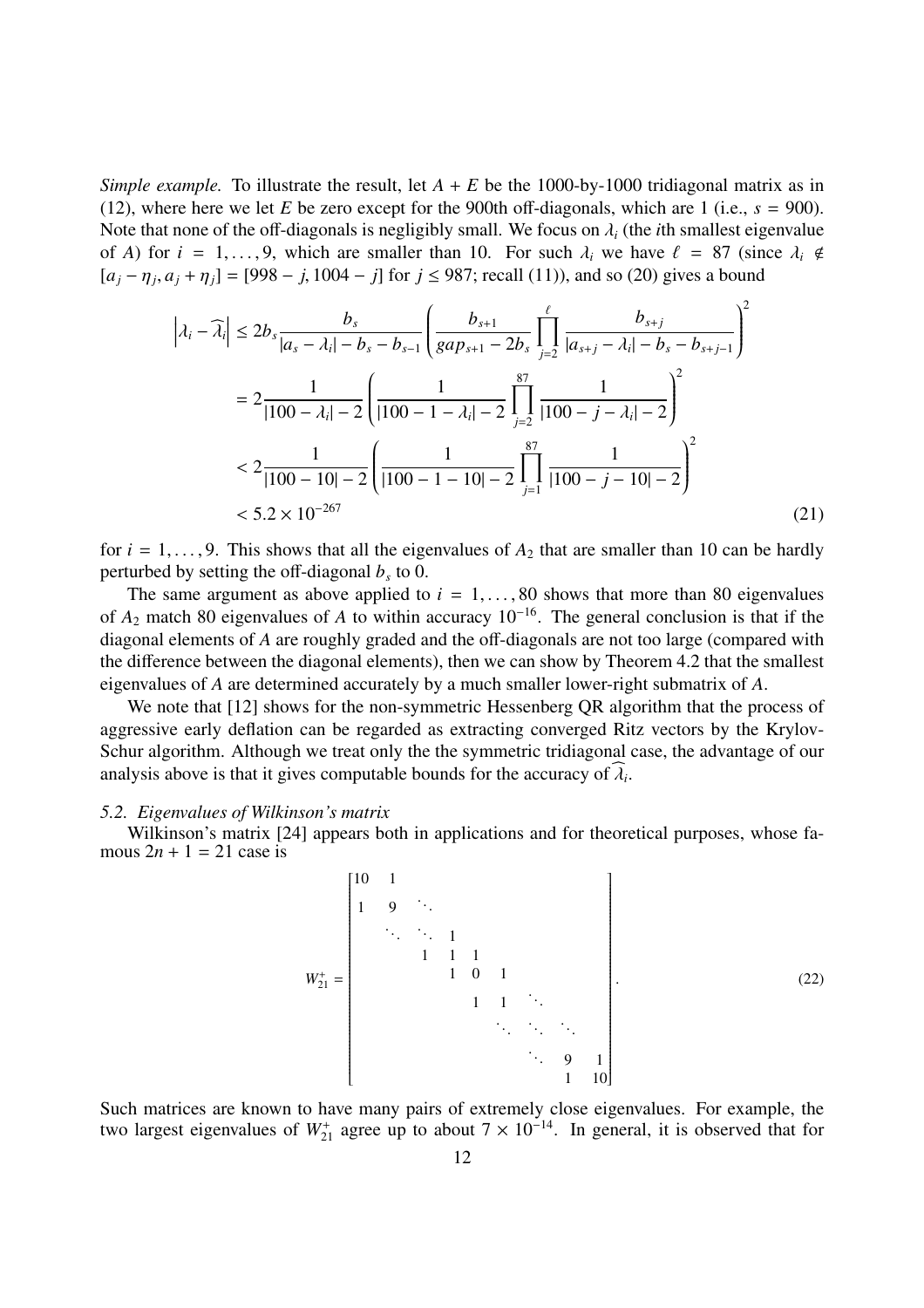*Simple example.* To illustrate the result, let $A + E$ be the 1000-by-1000 tridiagonal matrix as in (12), where here we let $E$ be zero except for the 900th off-diagonals, which are 1 (i.e., $s = 900$). Note that none of the off-diagonals is negligibly small. We focus on $\lambda_i$ (the $i$th smallest eigenvalue of $A$) for $i = 1, \ldots, 9$, which are smaller than 10. For such $\lambda_i$ we have $\ell = 87$ (since $\lambda_i \notin [a_j - \eta_j, a_j + \eta_j] = [998 - j, 1004 - j]$ for $j \leq 987$; recall (11)), and so (20) gives a bound

$$
\begin{aligned}
\left|\lambda_i - \widehat{\lambda_i}\right| &\leq 2b_s \frac{b_s}{|a_s - \lambda_i| - b_s - b_{s-1}} \left( \frac{b_{s+1}}{gap_{s+1} - 2b_s} \prod_{j=2}^{\ell} \frac{b_{s+j}}{|a_{s+j} - \lambda_i| - b_s - b_{s+j-1}} \right)^2 \\
&= 2 \frac{1}{|100 - \lambda_i| - 2} \left( \frac{1}{|100 - 1 - \lambda_i| - 2} \prod_{j=2}^{87} \frac{1}{|100 - j - \lambda_i| - 2} \right)^2 \\
&< 2 \frac{1}{|100 - 10| - 2} \left( \frac{1}{|100 - 1 - 10| - 2} \prod_{j=1}^{87} \frac{1}{|100 - j - 10| - 2} \right)^2 \\
&< 5.2 \times 10^{-267}
\end{aligned} \tag{21}
$$

for $i = 1, \ldots, 9$. This shows that all the eigenvalues of $A_2$ that are smaller than 10 can be hardly perturbed by setting the off-diagonal $b_s$ to 0.

The same argument as above applied to $i = 1, \ldots, 80$ shows that more than 80 eigenvalues of $A_2$ match 80 eigenvalues of $A$ to within accuracy $10^{-16}$. The general conclusion is that if the diagonal elements of $A$ are roughly graded and the off-diagonals are not too large (compared with the difference between the diagonal elements), then we can show by Theorem 4.2 that the smallest eigenvalues of $A$ are determined accurately by a much smaller lower-right submatrix of $A$.

We note that [12] shows for the non-symmetric Hessenberg QR algorithm that the process of aggressive early deflation can be regarded as extracting converged Ritz vectors by the Krylov-Schur algorithm. Although we treat only the the symmetric tridiagonal case, the advantage of our analysis above is that it gives computable bounds for the accuracy of $\widehat{\lambda_i}$.

*5.2. Eigenvalues of Wilkinson's matrix*

Wilkinson's matrix [24] appears both in applications and for theoretical purposes, whose famous $2n + 1 = 21$ case is

$$
W_{21}^{+} = \begin{bmatrix}
10 & 1 & & & & & & & \\
1 & 9 & \ddots & & & & & & \\
 & \ddots & \ddots & 1 & & & & & \\
 & & 1 & 1 & 1 & & & & \\
 & & & 1 & 0 & 1 & & & \\
 & & & & 1 & 1 & \ddots & & \\
 & & & & & \ddots & \ddots & \ddots & \\
 & & & & & & \ddots & 9 & 1 \\
 & & & & & & & 1 & 10
\end{bmatrix}. \tag{22}
$$

Such matrices are known to have many pairs of extremely close eigenvalues. For example, the two largest eigenvalues of $W_{21}^{+}$ agree up to about $7 \times 10^{-14}$. In general, it is observed that for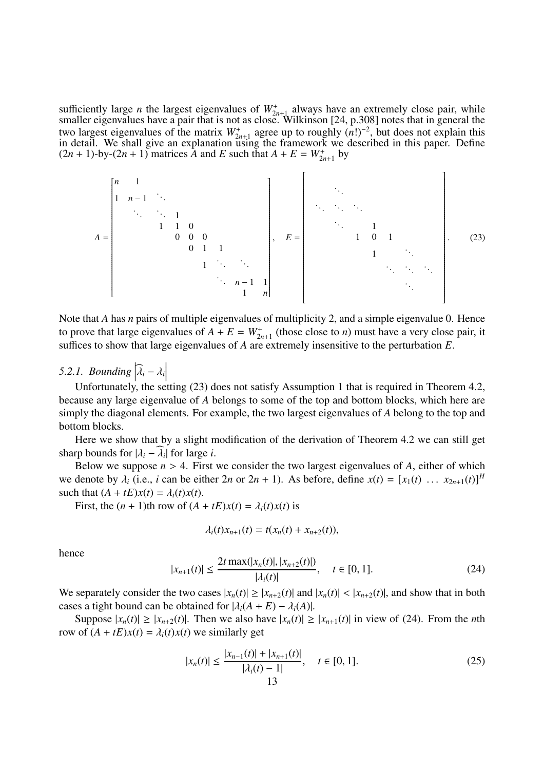sufficiently large $n$ the largest eigenvalues of $W^+_{2n+1}$ always have an extremely close pair, while smaller eigenvalues have a pair that is not as close. Wilkinson [24, p.308] notes that in general the two largest eigenvalues of the matrix $W^+_{2n+1}$ agree up to roughly $(n!)^{-2}$, but does not explain this in detail. We shall give an explanation using the framework we described in this paper. Define $(2n+1)$-by-$(2n+1)$ matrices $A$ and $E$ such that $A + E = W^+_{2n+1}$ by

$$
A = \begin{bmatrix}
n & 1 & & & & & & & \\
1 & n-1 & \ddots & & & & & & \\
 & \ddots & \ddots & 1 & & & & & \\
 & & 1 & 1 & 0 & & & & \\
 & & & 0 & 0 & 0 & & & \\
 & & & & 0 & 1 & 1 & & \\
 & & & & & 1 & \ddots & \ddots & \\
 & & & & & & \ddots & n-1 & 1 \\
 & & & & & & & 1 & n
\end{bmatrix}, \quad
E = \begin{bmatrix}
 & \ddots & & & & & \\
\ddots & \ddots & \ddots & & & & \\
 & \ddots & & 1 & & & \\
 & & 1 & 0 & 1 & & \\
 & & & 1 & & \ddots & \\
 & & & & \ddots & \ddots & \ddots \\
 & & & & & \ddots & 
\end{bmatrix}. \tag{23}
$$

Note that $A$ has $n$ pairs of multiple eigenvalues of multiplicity 2, and a simple eigenvalue 0. Hence to prove that large eigenvalues of $A + E = W^+_{2n+1}$ (those close to $n$) must have a very close pair, it suffices to show that large eigenvalues of $A$ are extremely insensitive to the perturbation $E$.

#### 5.2.1. Bounding $\left|\widehat{\lambda_i} - \lambda_i\right|$

Unfortunately, the setting (23) does not satisfy Assumption 1 that is required in Theorem 4.2, because any large eigenvalue of $A$ belongs to some of the top and bottom blocks, which here are simply the diagonal elements. For example, the two largest eigenvalues of $A$ belong to the top and bottom blocks.

Here we show that by a slight modification of the derivation of Theorem 4.2 we can still get sharp bounds for $|\lambda_i - \widehat{\lambda_i}|$ for large $i$.

Below we suppose $n > 4$. First we consider the two largest eigenvalues of $A$, either of which we denote by $\lambda_i$ (i.e., $i$ can be either $2n$ or $2n+1$). As before, define $x(t) = [x_1(t) \ \dots \ x_{2n+1}(t)]^H$ such that $(A + tE)x(t) = \lambda_i(t)x(t)$.

First, the $(n+1)$th row of $(A + tE)x(t) = \lambda_i(t)x(t)$ is

$$\lambda_i(t)x_{n+1}(t) = t(x_n(t) + x_{n+2}(t)),$$

hence

$$|x_{n+1}(t)| \leq \frac{2t\max(|x_n(t)|, |x_{n+2}(t)|)}{|\lambda_i(t)|}, \quad t \in [0, 1]. \tag{24}$$

We separately consider the two cases $|x_n(t)| \geq |x_{n+2}(t)|$ and $|x_n(t)| < |x_{n+2}(t)|$, and show that in both cases a tight bound can be obtained for $|\lambda_i(A + E) - \lambda_i(A)|$.

Suppose $|x_n(t)| \geq |x_{n+2}(t)|$. Then we also have $|x_n(t)| \geq |x_{n+1}(t)|$ in view of (24). From the $n$th row of $(A + tE)x(t) = \lambda_i(t)x(t)$ we similarly get

$$|x_n(t)| \leq \frac{|x_{n-1}(t)| + |x_{n+1}(t)|}{|\lambda_i(t) - 1|}, \quad t \in [0, 1]. \tag{25}$$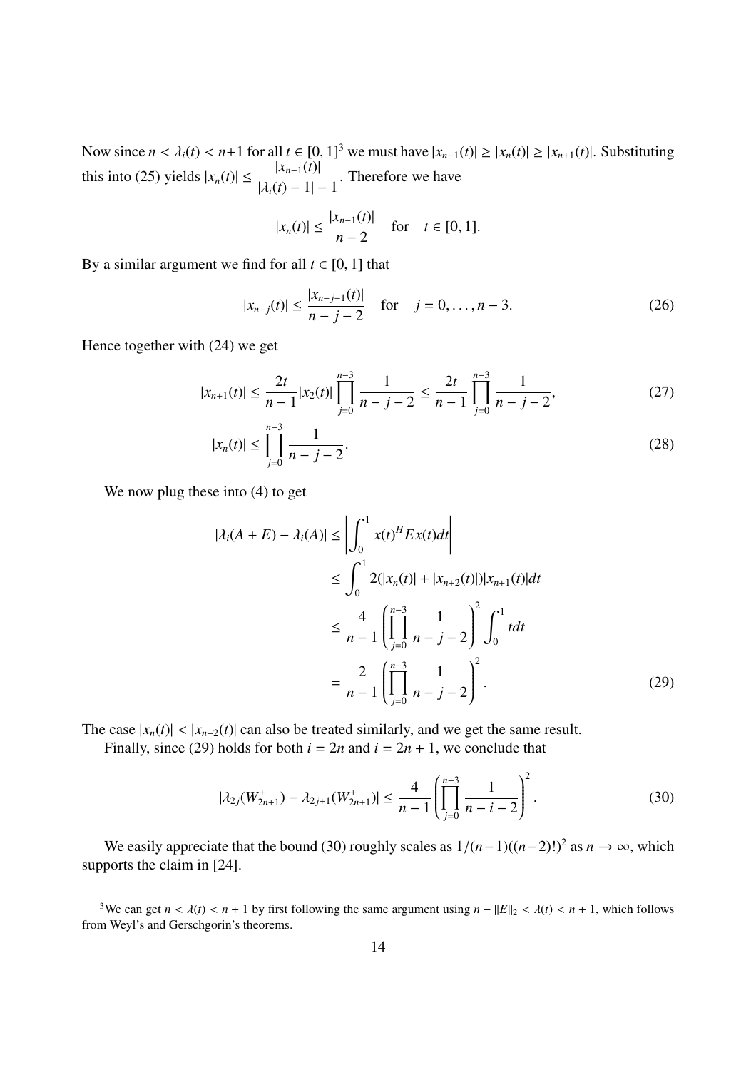Now since $n < \lambda_i(t) < n+1$ for all $t \in [0, 1]$[3] we must have $|x_{n-1}(t)| \geq |x_n(t)| \geq |x_{n+1}(t)|$. Substituting this into (25) yields $|x_n(t)| \leq \dfrac{|x_{n-1}(t)|}{|\lambda_i(t) - 1| - 1}$. Therefore we have

$$|x_n(t)| \leq \frac{|x_{n-1}(t)|}{n-2} \quad \text{for} \quad t \in [0, 1].$$

By a similar argument we find for all $t \in [0, 1]$ that

$$|x_{n-j}(t)| \leq \frac{|x_{n-j-1}(t)|}{n-j-2} \quad \text{for} \quad j = 0, \ldots, n-3. \tag{26}$$

Hence together with (24) we get

$$|x_{n+1}(t)| \leq \frac{2t}{n-1} |x_2(t)| \prod_{j=0}^{n-3} \frac{1}{n-j-2} \leq \frac{2t}{n-1} \prod_{j=0}^{n-3} \frac{1}{n-j-2}, \tag{27}$$

$$|x_n(t)| \leq \prod_{j=0}^{n-3} \frac{1}{n-j-2}. \tag{28}$$

We now plug these into (4) to get

$$\begin{aligned}
|\lambda_i(A + E) - \lambda_i(A)| &\leq \left| \int_0^1 x(t)^H E x(t) dt \right| \\
&\leq \int_0^1 2(|x_n(t)| + |x_{n+2}(t)|)|x_{n+1}(t)| dt \\
&\leq \frac{4}{n-1} \left( \prod_{j=0}^{n-3} \frac{1}{n-j-2} \right)^2 \int_0^1 t dt \\
&= \frac{2}{n-1} \left( \prod_{j=0}^{n-3} \frac{1}{n-j-2} \right)^2.
\end{aligned} \tag{29}$$

The case $|x_n(t)| < |x_{n+2}(t)|$ can also be treated similarly, and we get the same result.

Finally, since (29) holds for both $i = 2n$ and $i = 2n + 1$, we conclude that

$$|\lambda_{2j}(W_{2n+1}^+) - \lambda_{2j+1}(W_{2n+1}^+)| \leq \frac{4}{n-1} \left( \prod_{j=0}^{n-3} \frac{1}{n-i-2} \right)^2. \tag{30}$$

We easily appreciate that the bound (30) roughly scales as $1/(n-1)((n-2)!)^2$ as $n \to \infty$, which supports the claim in [24].

---

[3] We can get $n < \lambda(t) < n + 1$ by first following the same argument using $n - \|E\|_2 < \lambda(t) < n + 1$, which follows from Weyl's and Gerschgorin's theorems.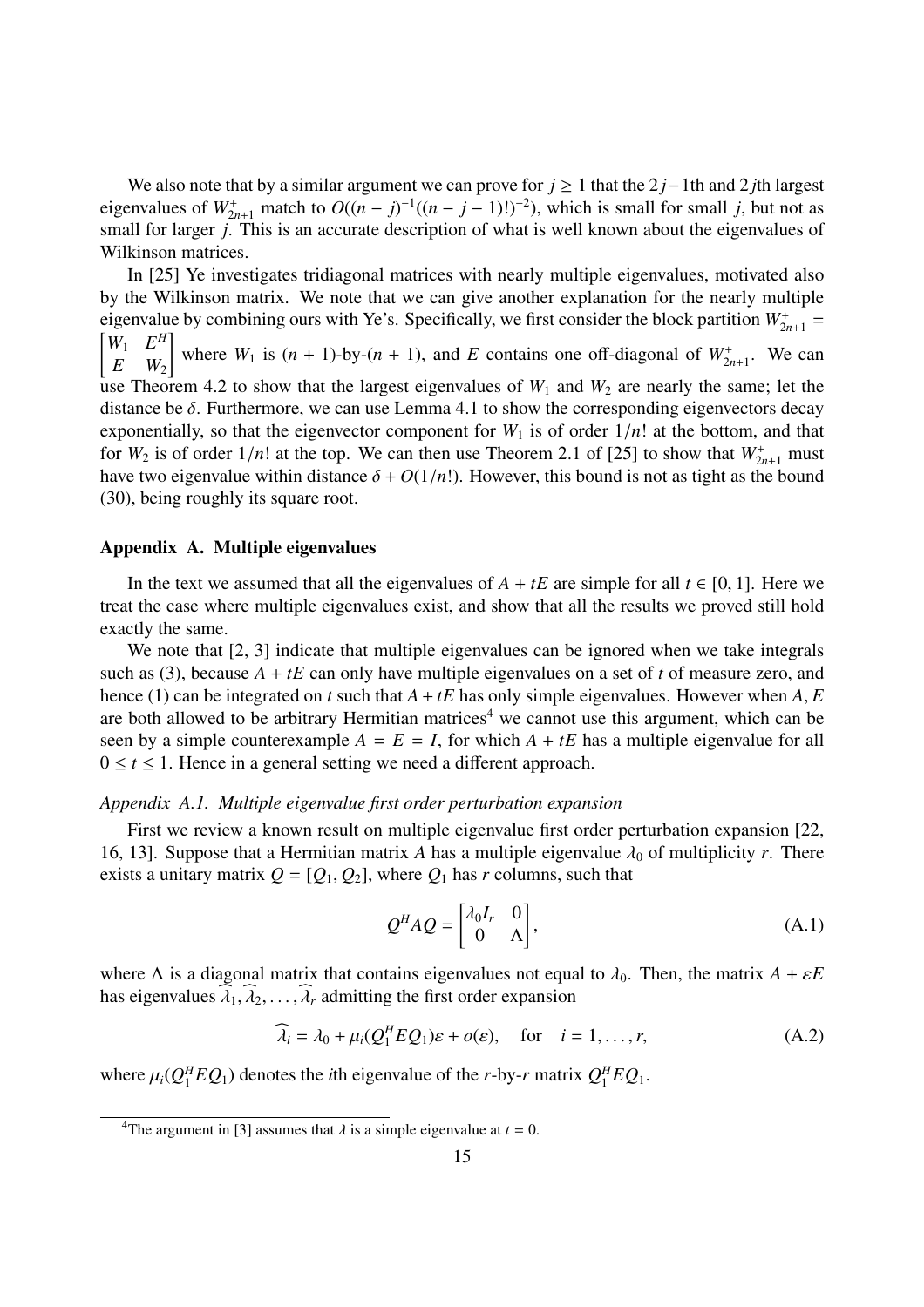We also note that by a similar argument we can prove for $j \geq 1$ that the $2j-1$th and $2j$th largest eigenvalues of $W^+_{2n+1}$ match to $O((n-j)^{-1}((n-j-1)!)^{-2})$, which is small for small $j$, but not as small for larger $j$. This is an accurate description of what is well known about the eigenvalues of Wilkinson matrices.

In [25] Ye investigates tridiagonal matrices with nearly multiple eigenvalues, motivated also by the Wilkinson matrix. We note that we can give another explanation for the nearly multiple eigenvalue by combining ours with Ye's. Specifically, we first consider the block partition $W^+_{2n+1} = \begin{bmatrix} W_1 & E^H \\ E & W_2 \end{bmatrix}$ where $W_1$ is $(n+1)$-by-$(n+1)$, and $E$ contains one off-diagonal of $W^+_{2n+1}$. We can use Theorem 4.2 to show that the largest eigenvalues of $W_1$ and $W_2$ are nearly the same; let the distance be $\delta$. Furthermore, we can use Lemma 4.1 to show the corresponding eigenvectors decay exponentially, so that the eigenvector component for $W_1$ is of order $1/n!$ at the bottom, and that for $W_2$ is of order $1/n!$ at the top. We can then use Theorem 2.1 of [25] to show that $W^+_{2n+1}$ must have two eigenvalue within distance $\delta + O(1/n!)$. However, this bound is not as tight as the bound (30), being roughly its square root.

## Appendix A. Multiple eigenvalues

In the text we assumed that all the eigenvalues of $A + tE$ are simple for all $t \in [0, 1]$. Here we treat the case where multiple eigenvalues exist, and show that all the results we proved still hold exactly the same.

We note that [2, 3] indicate that multiple eigenvalues can be ignored when we take integrals such as (3), because $A + tE$ can only have multiple eigenvalues on a set of $t$ of measure zero, and hence (1) can be integrated on $t$ such that $A + tE$ has only simple eigenvalues. However when $A, E$ are both allowed to be arbitrary Hermitian matrices[4] we cannot use this argument, which can be seen by a simple counterexample $A = E = I$, for which $A + tE$ has a multiple eigenvalue for all $0 \leq t \leq 1$. Hence in a general setting we need a different approach.

### *Appendix A.1. Multiple eigenvalue first order perturbation expansion*

First we review a known result on multiple eigenvalue first order perturbation expansion [22, 16, 13]. Suppose that a Hermitian matrix $A$ has a multiple eigenvalue $\lambda_0$ of multiplicity $r$. There exists a unitary matrix $Q = [Q_1, Q_2]$, where $Q_1$ has $r$ columns, such that

$$Q^H A Q = \begin{bmatrix} \lambda_0 I_r & 0 \\ 0 & \Lambda \end{bmatrix}, \tag{A.1}$$

where $\Lambda$ is a diagonal matrix that contains eigenvalues not equal to $\lambda_0$. Then, the matrix $A + \varepsilon E$ has eigenvalues $\widehat{\lambda}_1, \widehat{\lambda}_2, \ldots, \widehat{\lambda}_r$ admitting the first order expansion

$$\widehat{\lambda}_i = \lambda_0 + \mu_i(Q_1^H E Q_1)\varepsilon + o(\varepsilon), \quad \text{for} \quad i = 1, \ldots, r, \tag{A.2}$$

where $\mu_i(Q_1^H E Q_1)$ denotes the $i$th eigenvalue of the $r$-by-$r$ matrix $Q_1^H E Q_1$.

[4] The argument in [3] assumes that $\lambda$ is a simple eigenvalue at $t = 0$.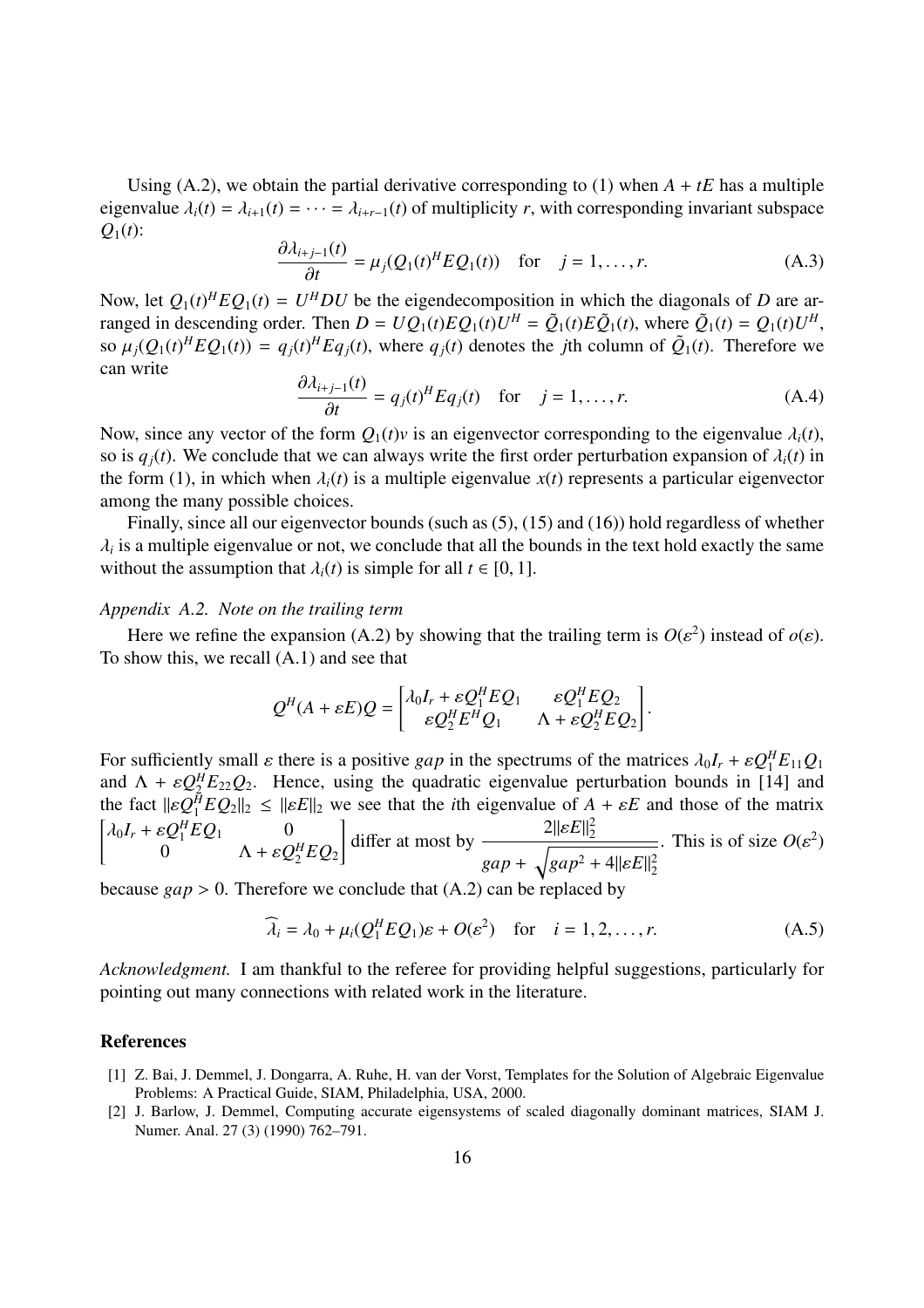Using (A.2), we obtain the partial derivative corresponding to (1) when $A + tE$ has a multiple eigenvalue $\lambda_i(t) = \lambda_{i+1}(t) = \cdots = \lambda_{i+r-1}(t)$ of multiplicity $r$, with corresponding invariant subspace $Q_1(t)$:

$$\frac{\partial \lambda_{i+j-1}(t)}{\partial t} = \mu_j(Q_1(t)^H E Q_1(t)) \quad \text{for} \quad j = 1, \ldots, r. \tag{A.3}$$

Now, let $Q_1(t)^H E Q_1(t) = U^H D U$ be the eigendecomposition in which the diagonals of $D$ are arranged in descending order. Then $D = U Q_1(t) E Q_1(t) U^H = \tilde{Q}_1(t) E \tilde{Q}_1(t)$, where $\tilde{Q}_1(t) = Q_1(t) U^H$, so $\mu_j(Q_1(t)^H E Q_1(t)) = q_j(t)^H E q_j(t)$, where $q_j(t)$ denotes the $j$th column of $\tilde{Q}_1(t)$. Therefore we can write

$$\frac{\partial \lambda_{i+j-1}(t)}{\partial t} = q_j(t)^H E q_j(t) \quad \text{for} \quad j = 1, \ldots, r. \tag{A.4}$$

Now, since any vector of the form $Q_1(t)v$ is an eigenvector corresponding to the eigenvalue $\lambda_i(t)$, so is $q_j(t)$. We conclude that we can always write the first order perturbation expansion of $\lambda_i(t)$ in the form (1), in which when $\lambda_i(t)$ is a multiple eigenvalue $x(t)$ represents a particular eigenvector among the many possible choices.

Finally, since all our eigenvector bounds (such as (5), (15) and (16)) hold regardless of whether $\lambda_i$ is a multiple eigenvalue or not, we conclude that all the bounds in the text hold exactly the same without the assumption that $\lambda_i(t)$ is simple for all $t \in [0, 1]$.

*Appendix A.2. Note on the trailing term*

Here we refine the expansion (A.2) by showing that the trailing term is $O(\varepsilon^2)$ instead of $o(\varepsilon)$. To show this, we recall (A.1) and see that

$$Q^H(A + \varepsilon E)Q = \begin{bmatrix} \lambda_0 I_r + \varepsilon Q_1^H E Q_1 & \varepsilon Q_1^H E Q_2 \\ \varepsilon Q_2^H E^H Q_1 & \Lambda + \varepsilon Q_2^H E Q_2 \end{bmatrix}.$$

For sufficiently small $\varepsilon$ there is a positive $gap$ in the spectrums of the matrices $\lambda_0 I_r + \varepsilon Q_1^H E_{11} Q_1$ and $\Lambda + \varepsilon Q_2^H E_{22} Q_2$. Hence, using the quadratic eigenvalue perturbation bounds in [14] and the fact $\|\varepsilon Q_1^H E Q_2\|_2 \le \|\varepsilon E\|_2$ we see that the $i$th eigenvalue of $A + \varepsilon E$ and those of the matrix $\begin{bmatrix} \lambda_0 I_r + \varepsilon Q_1^H E Q_1 & 0 \\ 0 & \Lambda + \varepsilon Q_2^H E Q_2 \end{bmatrix}$ differ at most by $\dfrac{2\|\varepsilon E\|_2^2}{gap + \sqrt{gap^2 + 4\|\varepsilon E\|_2^2}}$. This is of size $O(\varepsilon^2)$ because $gap > 0$. Therefore we conclude that (A.2) can be replaced by

$$\widehat{\lambda_i} = \lambda_0 + \mu_i(Q_1^H E Q_1)\varepsilon + O(\varepsilon^2) \quad \text{for} \quad i = 1, 2, \ldots, r. \tag{A.5}$$

*Acknowledgment.* I am thankful to the referee for providing helpful suggestions, particularly for pointing out many connections with related work in the literature.

## References

[1] Z. Bai, J. Demmel, J. Dongarra, A. Ruhe, H. van der Vorst, Templates for the Solution of Algebraic Eigenvalue Problems: A Practical Guide, SIAM, Philadelphia, USA, 2000.

[2] J. Barlow, J. Demmel, Computing accurate eigensystems of scaled diagonally dominant matrices, SIAM J. Numer. Anal. 27 (3) (1990) 762–791.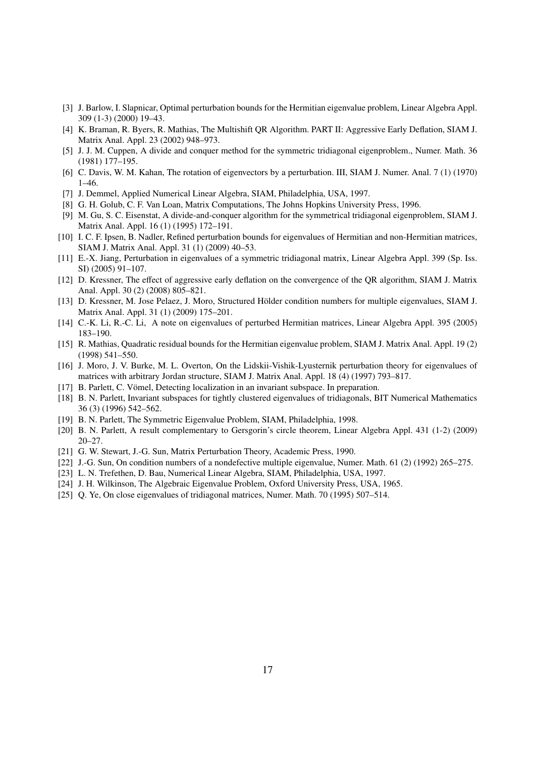[3] J. Barlow, I. Slapnicar, Optimal perturbation bounds for the Hermitian eigenvalue problem, Linear Algebra Appl. 309 (1-3) (2000) 19–43.

[4] K. Braman, R. Byers, R. Mathias, The Multishift QR Algorithm. PART II: Aggressive Early Deflation, SIAM J. Matrix Anal. Appl. 23 (2002) 948–973.

[5] J. J. M. Cuppen, A divide and conquer method for the symmetric tridiagonal eigenproblem., Numer. Math. 36 (1981) 177–195.

[6] C. Davis, W. M. Kahan, The rotation of eigenvectors by a perturbation. III, SIAM J. Numer. Anal. 7 (1) (1970) 1–46.

[7] J. Demmel, Applied Numerical Linear Algebra, SIAM, Philadelphia, USA, 1997.

[8] G. H. Golub, C. F. Van Loan, Matrix Computations, The Johns Hopkins University Press, 1996.

[9] M. Gu, S. C. Eisenstat, A divide-and-conquer algorithm for the symmetrical tridiagonal eigenproblem, SIAM J. Matrix Anal. Appl. 16 (1) (1995) 172–191.

[10] I. C. F. Ipsen, B. Nadler, Refined perturbation bounds for eigenvalues of Hermitian and non-Hermitian matrices, SIAM J. Matrix Anal. Appl. 31 (1) (2009) 40–53.

[11] E.-X. Jiang, Perturbation in eigenvalues of a symmetric tridiagonal matrix, Linear Algebra Appl. 399 (Sp. Iss. SI) (2005) 91–107.

[12] D. Kressner, The effect of aggressive early deflation on the convergence of the QR algorithm, SIAM J. Matrix Anal. Appl. 30 (2) (2008) 805–821.

[13] D. Kressner, M. Jose Pelaez, J. Moro, Structured Hölder condition numbers for multiple eigenvalues, SIAM J. Matrix Anal. Appl. 31 (1) (2009) 175–201.

[14] C.-K. Li, R.-C. Li, A note on eigenvalues of perturbed Hermitian matrices, Linear Algebra Appl. 395 (2005) 183–190.

[15] R. Mathias, Quadratic residual bounds for the Hermitian eigenvalue problem, SIAM J. Matrix Anal. Appl. 19 (2) (1998) 541–550.

[16] J. Moro, J. V. Burke, M. L. Overton, On the Lidskii-Vishik-Lyusternik perturbation theory for eigenvalues of matrices with arbitrary Jordan structure, SIAM J. Matrix Anal. Appl. 18 (4) (1997) 793–817.

[17] B. Parlett, C. Vömel, Detecting localization in an invariant subspace. In preparation.

[18] B. N. Parlett, Invariant subspaces for tightly clustered eigenvalues of tridiagonals, BIT Numerical Mathematics 36 (3) (1996) 542–562.

[19] B. N. Parlett, The Symmetric Eigenvalue Problem, SIAM, Philadelphia, 1998.

[20] B. N. Parlett, A result complementary to Gersgorin's circle theorem, Linear Algebra Appl. 431 (1-2) (2009) 20–27.

[21] G. W. Stewart, J.-G. Sun, Matrix Perturbation Theory, Academic Press, 1990.

[22] J.-G. Sun, On condition numbers of a nondefective multiple eigenvalue, Numer. Math. 61 (2) (1992) 265–275.

[23] L. N. Trefethen, D. Bau, Numerical Linear Algebra, SIAM, Philadelphia, USA, 1997.

[24] J. H. Wilkinson, The Algebraic Eigenvalue Problem, Oxford University Press, USA, 1965.

[25] Q. Ye, On close eigenvalues of tridiagonal matrices, Numer. Math. 70 (1995) 507–514.